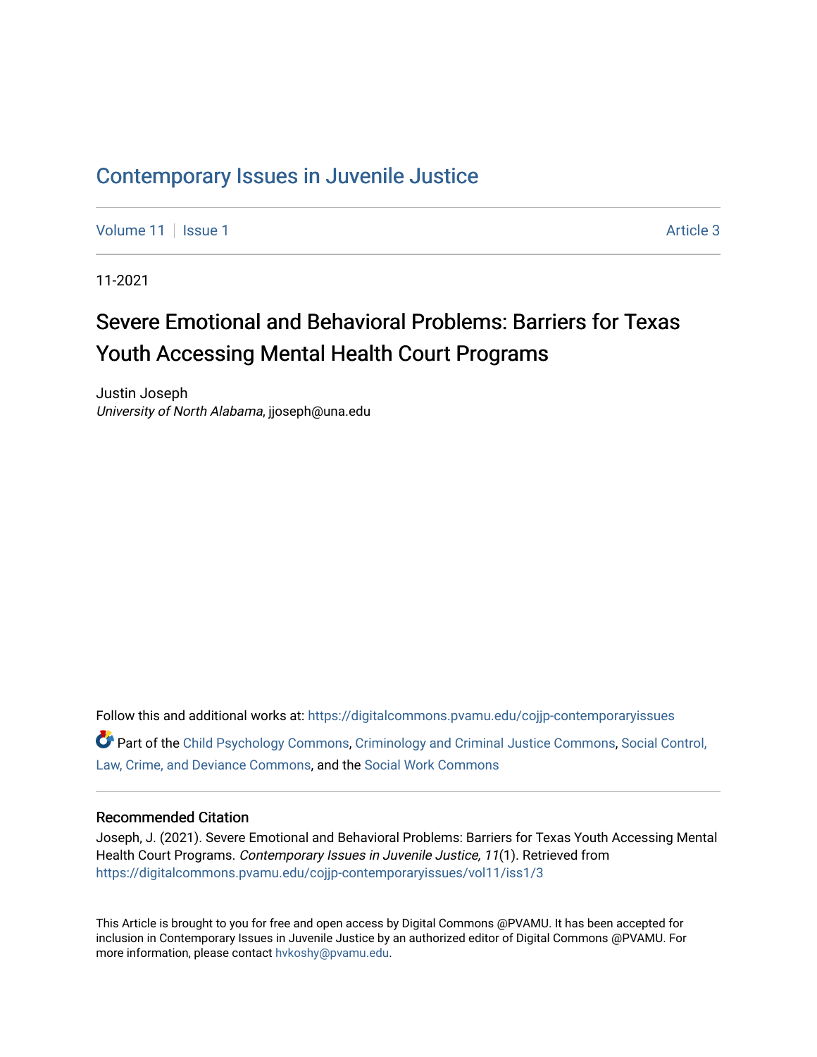# Contemporary Issues in Juvenile Justice

Volume 11 | Issue 1 | Article 3

11-2021

## Severe Emotional and Behavioral Problems: Barriers for Texas Youth Accessing Mental Health Court Programs

Justin Joseph
*University of North Alabama*, jjoseph@una.edu

Follow this and additional works at: https://digitalcommons.pvamu.edu/cojjp-contemporaryissues

Part of the Child Psychology Commons, Criminology and Criminal Justice Commons, Social Control, Law, Crime, and Deviance Commons, and the Social Work Commons

### Recommended Citation

Joseph, J. (2021). Severe Emotional and Behavioral Problems: Barriers for Texas Youth Accessing Mental Health Court Programs. *Contemporary Issues in Juvenile Justice, 11*(1). Retrieved from https://digitalcommons.pvamu.edu/cojjp-contemporaryissues/vol11/iss1/3

This Article is brought to you for free and open access by Digital Commons @PVAMU. It has been accepted for inclusion in Contemporary Issues in Juvenile Justice by an authorized editor of Digital Commons @PVAMU. For more information, please contact hvkoshy@pvamu.edu.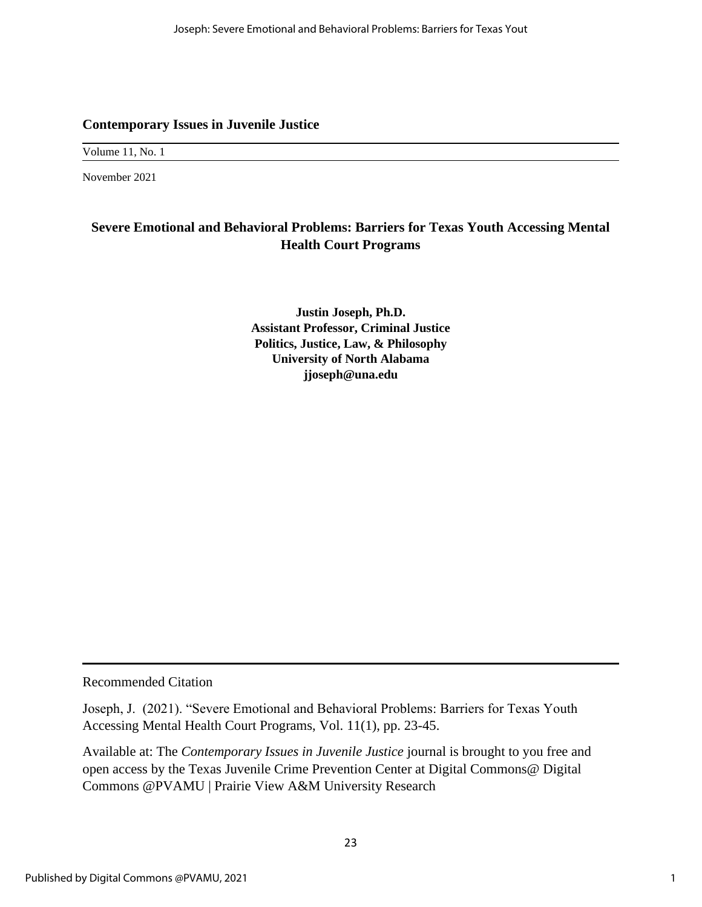**Contemporary Issues in Juvenile Justice**

Volume 11, No. 1

November 2021

## Severe Emotional and Behavioral Problems: Barriers for Texas Youth Accessing Mental Health Court Programs

**Justin Joseph, Ph.D.**
**Assistant Professor, Criminal Justice**
**Politics, Justice, Law, & Philosophy**
**University of North Alabama**
**jjoseph@una.edu**

Recommended Citation

Joseph, J. (2021). "Severe Emotional and Behavioral Problems: Barriers for Texas Youth Accessing Mental Health Court Programs, Vol. 11(1), pp. 23-45.

Available at: The *Contemporary Issues in Juvenile Justice* journal is brought to you free and open access by the Texas Juvenile Crime Prevention Center at Digital Commons@ Digital Commons @PVAMU | Prairie View A&M University Research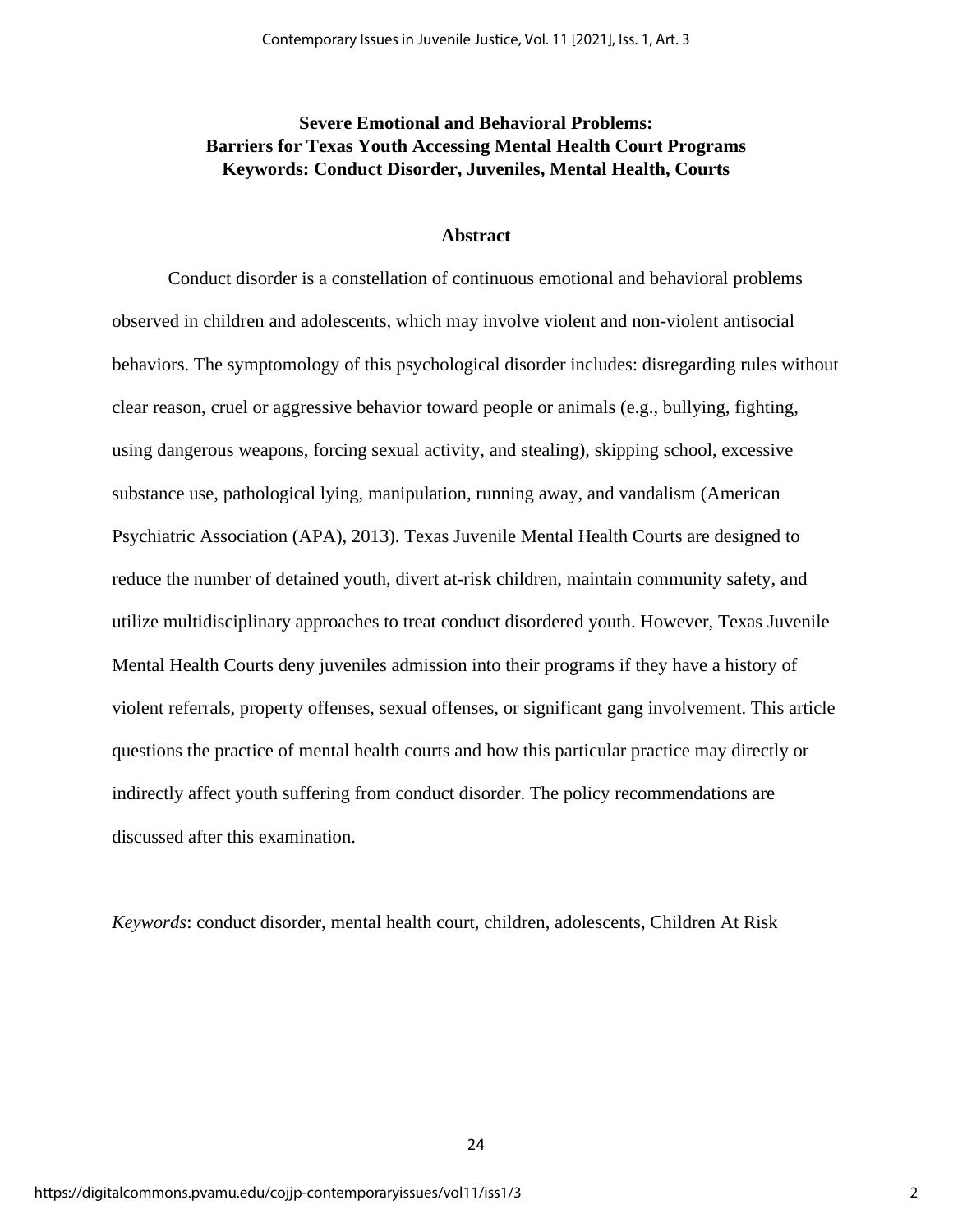**Severe Emotional and Behavioral Problems:**
**Barriers for Texas Youth Accessing Mental Health Court Programs**
**Keywords: Conduct Disorder, Juveniles, Mental Health, Courts**

## Abstract

Conduct disorder is a constellation of continuous emotional and behavioral problems observed in children and adolescents, which may involve violent and non-violent antisocial behaviors. The symptomology of this psychological disorder includes: disregarding rules without clear reason, cruel or aggressive behavior toward people or animals (e.g., bullying, fighting, using dangerous weapons, forcing sexual activity, and stealing), skipping school, excessive substance use, pathological lying, manipulation, running away, and vandalism (American Psychiatric Association (APA), 2013). Texas Juvenile Mental Health Courts are designed to reduce the number of detained youth, divert at-risk children, maintain community safety, and utilize multidisciplinary approaches to treat conduct disordered youth. However, Texas Juvenile Mental Health Courts deny juveniles admission into their programs if they have a history of violent referrals, property offenses, sexual offenses, or significant gang involvement. This article questions the practice of mental health courts and how this particular practice may directly or indirectly affect youth suffering from conduct disorder. The policy recommendations are discussed after this examination.

*Keywords*: conduct disorder, mental health court, children, adolescents, Children At Risk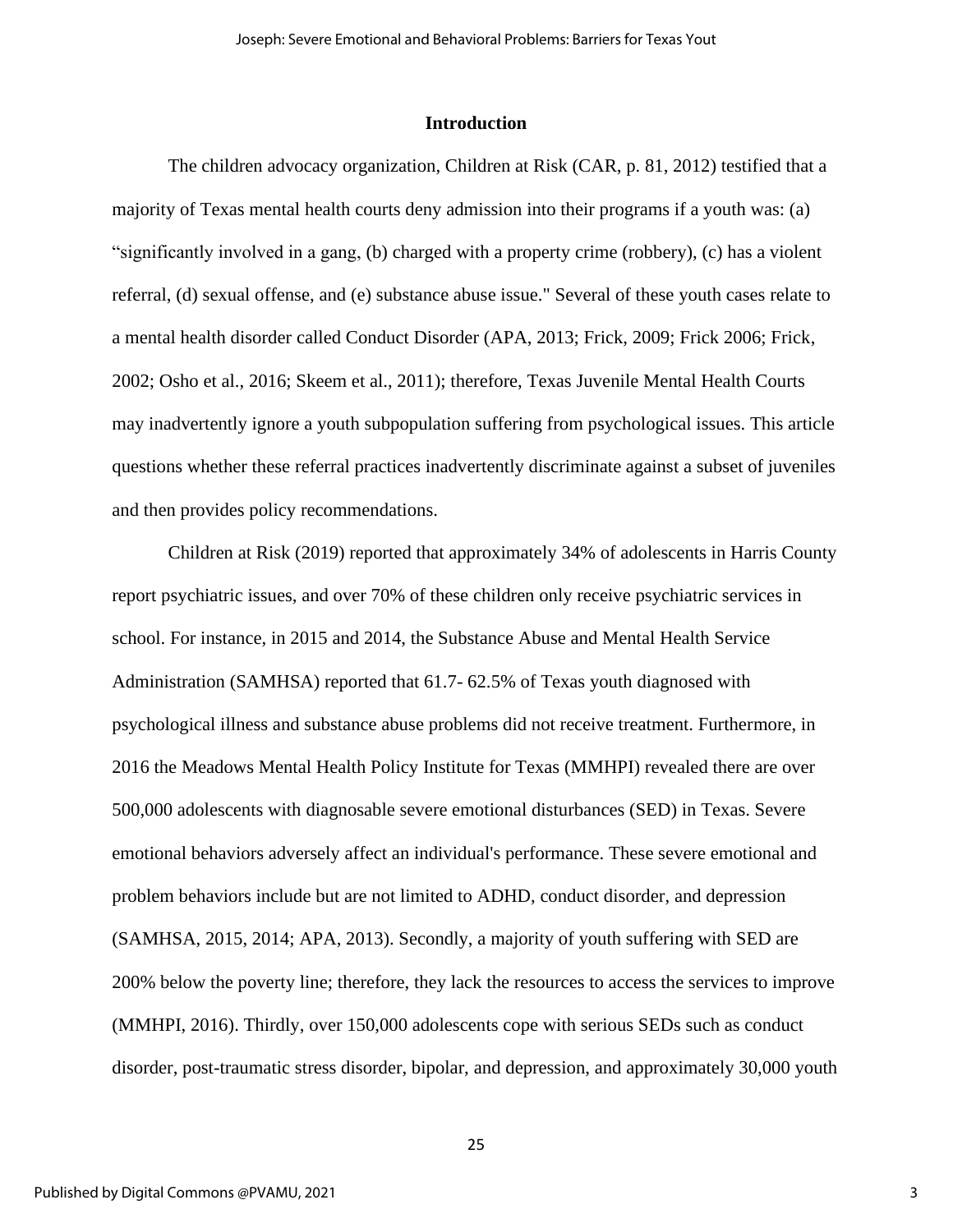## Introduction

The children advocacy organization, Children at Risk (CAR, p. 81, 2012) testified that a majority of Texas mental health courts deny admission into their programs if a youth was: (a) "significantly involved in a gang, (b) charged with a property crime (robbery), (c) has a violent referral, (d) sexual offense, and (e) substance abuse issue." Several of these youth cases relate to a mental health disorder called Conduct Disorder (APA, 2013; Frick, 2009; Frick 2006; Frick, 2002; Osho et al., 2016; Skeem et al., 2011); therefore, Texas Juvenile Mental Health Courts may inadvertently ignore a youth subpopulation suffering from psychological issues. This article questions whether these referral practices inadvertently discriminate against a subset of juveniles and then provides policy recommendations.

Children at Risk (2019) reported that approximately 34% of adolescents in Harris County report psychiatric issues, and over 70% of these children only receive psychiatric services in school. For instance, in 2015 and 2014, the Substance Abuse and Mental Health Service Administration (SAMHSA) reported that 61.7- 62.5% of Texas youth diagnosed with psychological illness and substance abuse problems did not receive treatment. Furthermore, in 2016 the Meadows Mental Health Policy Institute for Texas (MMHPI) revealed there are over 500,000 adolescents with diagnosable severe emotional disturbances (SED) in Texas. Severe emotional behaviors adversely affect an individual's performance. These severe emotional and problem behaviors include but are not limited to ADHD, conduct disorder, and depression (SAMHSA, 2015, 2014; APA, 2013). Secondly, a majority of youth suffering with SED are 200% below the poverty line; therefore, they lack the resources to access the services to improve (MMHPI, 2016). Thirdly, over 150,000 adolescents cope with serious SEDs such as conduct disorder, post-traumatic stress disorder, bipolar, and depression, and approximately 30,000 youth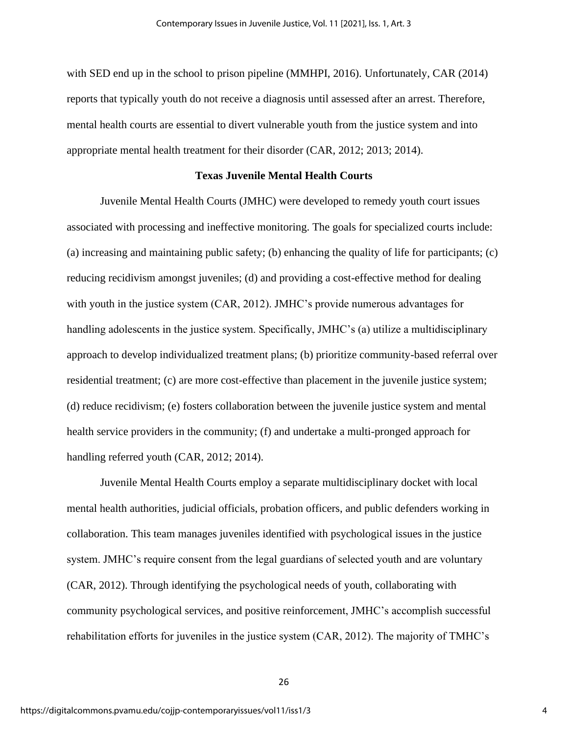with SED end up in the school to prison pipeline (MMHPI, 2016). Unfortunately, CAR (2014) reports that typically youth do not receive a diagnosis until assessed after an arrest. Therefore, mental health courts are essential to divert vulnerable youth from the justice system and into appropriate mental health treatment for their disorder (CAR, 2012; 2013; 2014).

## Texas Juvenile Mental Health Courts

Juvenile Mental Health Courts (JMHC) were developed to remedy youth court issues associated with processing and ineffective monitoring. The goals for specialized courts include: (a) increasing and maintaining public safety; (b) enhancing the quality of life for participants; (c) reducing recidivism amongst juveniles; (d) and providing a cost-effective method for dealing with youth in the justice system (CAR, 2012). JMHC's provide numerous advantages for handling adolescents in the justice system. Specifically, JMHC's (a) utilize a multidisciplinary approach to develop individualized treatment plans; (b) prioritize community-based referral over residential treatment; (c) are more cost-effective than placement in the juvenile justice system; (d) reduce recidivism; (e) fosters collaboration between the juvenile justice system and mental health service providers in the community; (f) and undertake a multi-pronged approach for handling referred youth (CAR, 2012; 2014).

Juvenile Mental Health Courts employ a separate multidisciplinary docket with local mental health authorities, judicial officials, probation officers, and public defenders working in collaboration. This team manages juveniles identified with psychological issues in the justice system. JMHC's require consent from the legal guardians of selected youth and are voluntary (CAR, 2012). Through identifying the psychological needs of youth, collaborating with community psychological services, and positive reinforcement, JMHC's accomplish successful rehabilitation efforts for juveniles in the justice system (CAR, 2012). The majority of TMHC's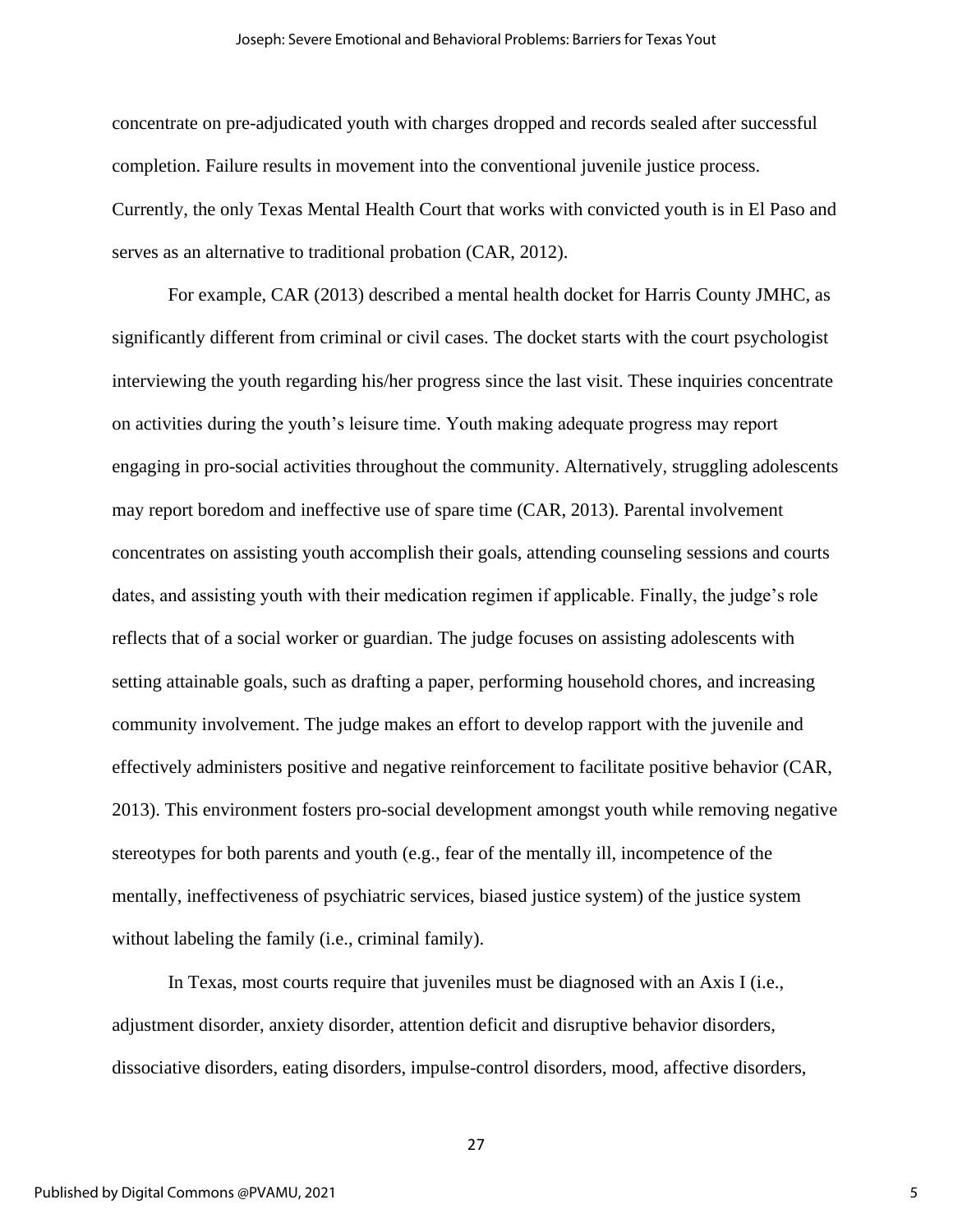concentrate on pre-adjudicated youth with charges dropped and records sealed after successful completion. Failure results in movement into the conventional juvenile justice process. Currently, the only Texas Mental Health Court that works with convicted youth is in El Paso and serves as an alternative to traditional probation (CAR, 2012).

For example, CAR (2013) described a mental health docket for Harris County JMHC, as significantly different from criminal or civil cases. The docket starts with the court psychologist interviewing the youth regarding his/her progress since the last visit. These inquiries concentrate on activities during the youth's leisure time. Youth making adequate progress may report engaging in pro-social activities throughout the community. Alternatively, struggling adolescents may report boredom and ineffective use of spare time (CAR, 2013). Parental involvement concentrates on assisting youth accomplish their goals, attending counseling sessions and courts dates, and assisting youth with their medication regimen if applicable. Finally, the judge's role reflects that of a social worker or guardian. The judge focuses on assisting adolescents with setting attainable goals, such as drafting a paper, performing household chores, and increasing community involvement. The judge makes an effort to develop rapport with the juvenile and effectively administers positive and negative reinforcement to facilitate positive behavior (CAR, 2013). This environment fosters pro-social development amongst youth while removing negative stereotypes for both parents and youth (e.g., fear of the mentally ill, incompetence of the mentally, ineffectiveness of psychiatric services, biased justice system) of the justice system without labeling the family (i.e., criminal family).

In Texas, most courts require that juveniles must be diagnosed with an Axis I (i.e., adjustment disorder, anxiety disorder, attention deficit and disruptive behavior disorders, dissociative disorders, eating disorders, impulse-control disorders, mood, affective disorders,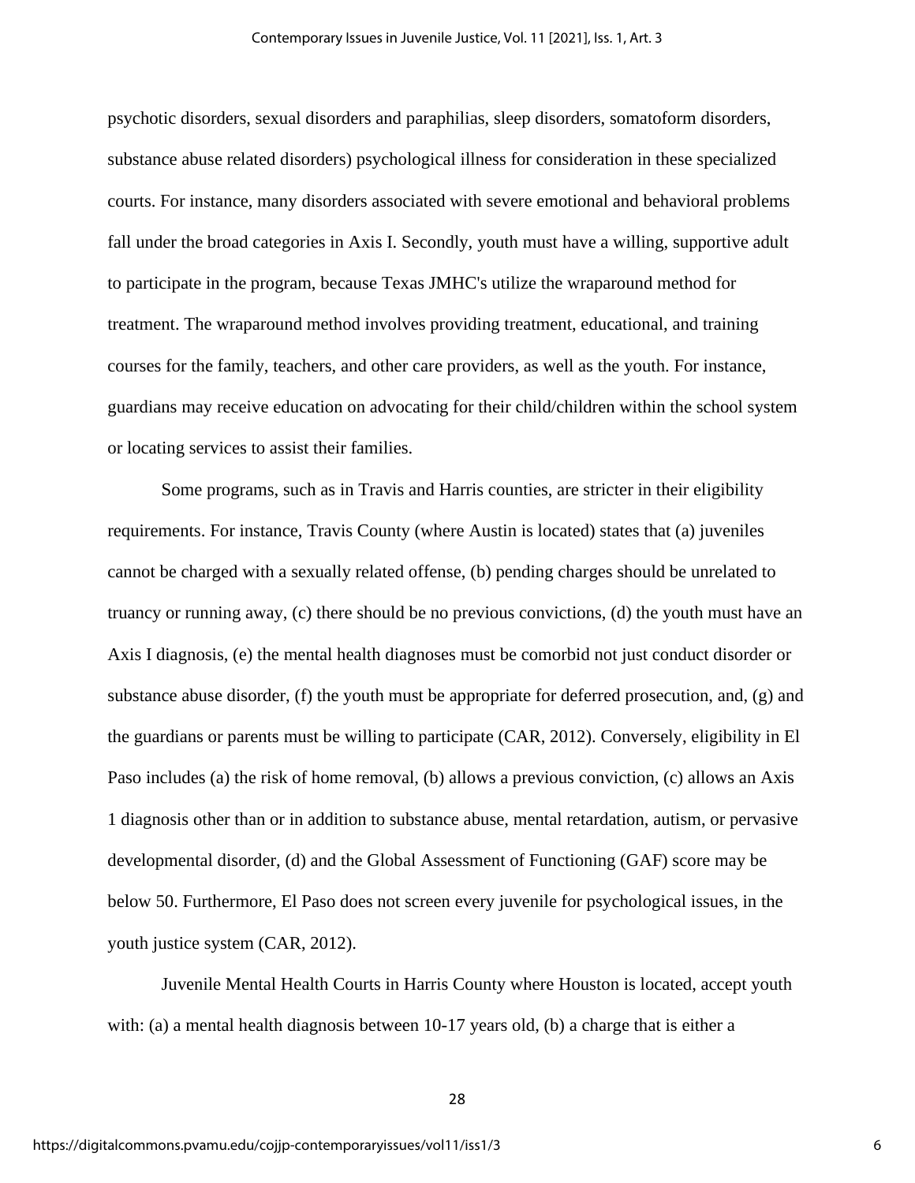psychotic disorders, sexual disorders and paraphilias, sleep disorders, somatoform disorders, substance abuse related disorders) psychological illness for consideration in these specialized courts. For instance, many disorders associated with severe emotional and behavioral problems fall under the broad categories in Axis I. Secondly, youth must have a willing, supportive adult to participate in the program, because Texas JMHC's utilize the wraparound method for treatment. The wraparound method involves providing treatment, educational, and training courses for the family, teachers, and other care providers, as well as the youth. For instance, guardians may receive education on advocating for their child/children within the school system or locating services to assist their families.

Some programs, such as in Travis and Harris counties, are stricter in their eligibility requirements. For instance, Travis County (where Austin is located) states that (a) juveniles cannot be charged with a sexually related offense, (b) pending charges should be unrelated to truancy or running away, (c) there should be no previous convictions, (d) the youth must have an Axis I diagnosis, (e) the mental health diagnoses must be comorbid not just conduct disorder or substance abuse disorder, (f) the youth must be appropriate for deferred prosecution, and, (g) and the guardians or parents must be willing to participate (CAR, 2012). Conversely, eligibility in El Paso includes (a) the risk of home removal, (b) allows a previous conviction, (c) allows an Axis 1 diagnosis other than or in addition to substance abuse, mental retardation, autism, or pervasive developmental disorder, (d) and the Global Assessment of Functioning (GAF) score may be below 50. Furthermore, El Paso does not screen every juvenile for psychological issues, in the youth justice system (CAR, 2012).

Juvenile Mental Health Courts in Harris County where Houston is located, accept youth with: (a) a mental health diagnosis between 10-17 years old, (b) a charge that is either a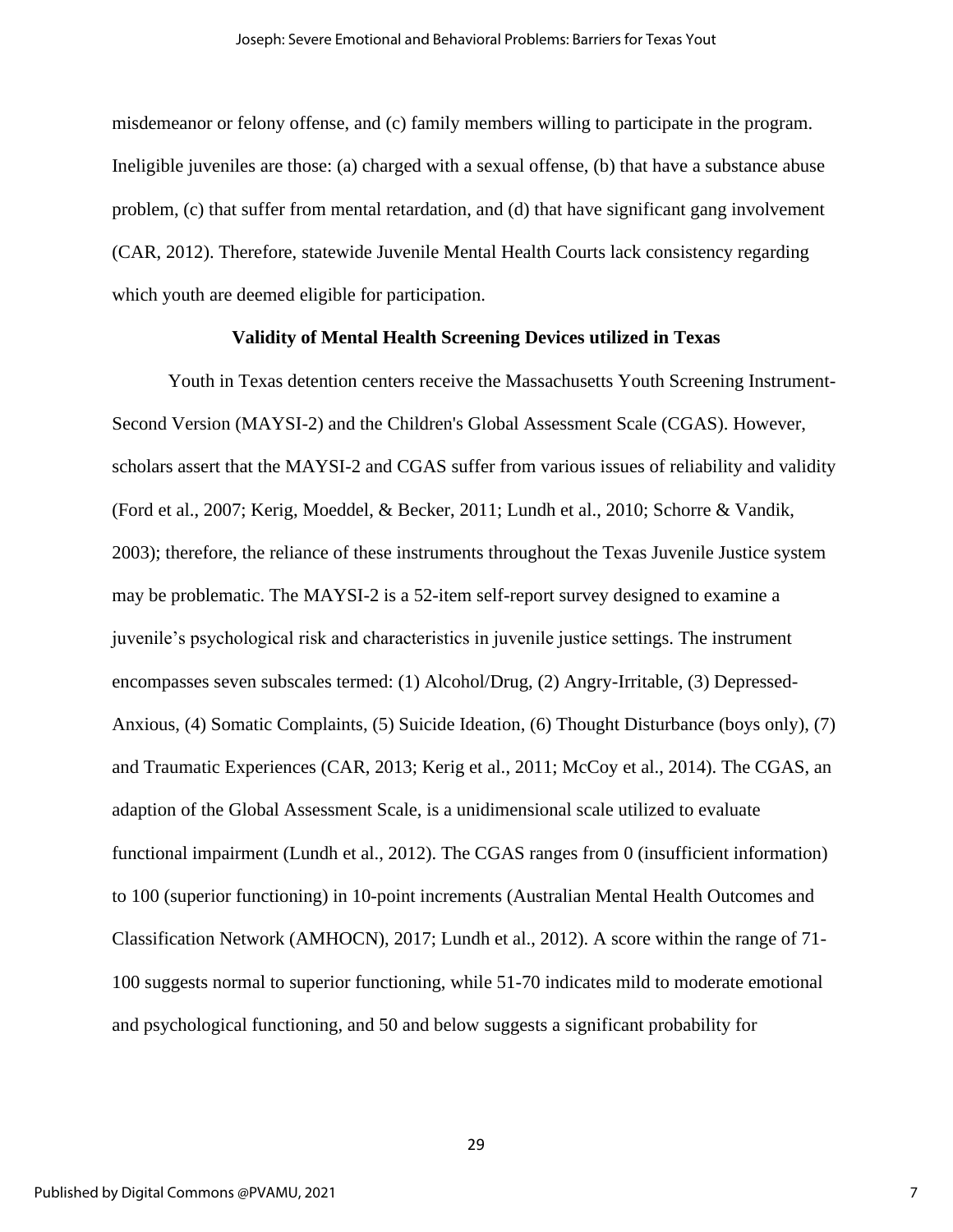misdemeanor or felony offense, and (c) family members willing to participate in the program. Ineligible juveniles are those: (a) charged with a sexual offense, (b) that have a substance abuse problem, (c) that suffer from mental retardation, and (d) that have significant gang involvement (CAR, 2012). Therefore, statewide Juvenile Mental Health Courts lack consistency regarding which youth are deemed eligible for participation.

### Validity of Mental Health Screening Devices utilized in Texas

Youth in Texas detention centers receive the Massachusetts Youth Screening Instrument-Second Version (MAYSI-2) and the Children's Global Assessment Scale (CGAS). However, scholars assert that the MAYSI-2 and CGAS suffer from various issues of reliability and validity (Ford et al., 2007; Kerig, Moeddel, & Becker, 2011; Lundh et al., 2010; Schorre & Vandik, 2003); therefore, the reliance of these instruments throughout the Texas Juvenile Justice system may be problematic. The MAYSI-2 is a 52-item self-report survey designed to examine a juvenile's psychological risk and characteristics in juvenile justice settings. The instrument encompasses seven subscales termed: (1) Alcohol/Drug, (2) Angry-Irritable, (3) Depressed-Anxious, (4) Somatic Complaints, (5) Suicide Ideation, (6) Thought Disturbance (boys only), (7) and Traumatic Experiences (CAR, 2013; Kerig et al., 2011; McCoy et al., 2014). The CGAS, an adaption of the Global Assessment Scale, is a unidimensional scale utilized to evaluate functional impairment (Lundh et al., 2012). The CGAS ranges from 0 (insufficient information) to 100 (superior functioning) in 10-point increments (Australian Mental Health Outcomes and Classification Network (AMHOCN), 2017; Lundh et al., 2012). A score within the range of 71-100 suggests normal to superior functioning, while 51-70 indicates mild to moderate emotional and psychological functioning, and 50 and below suggests a significant probability for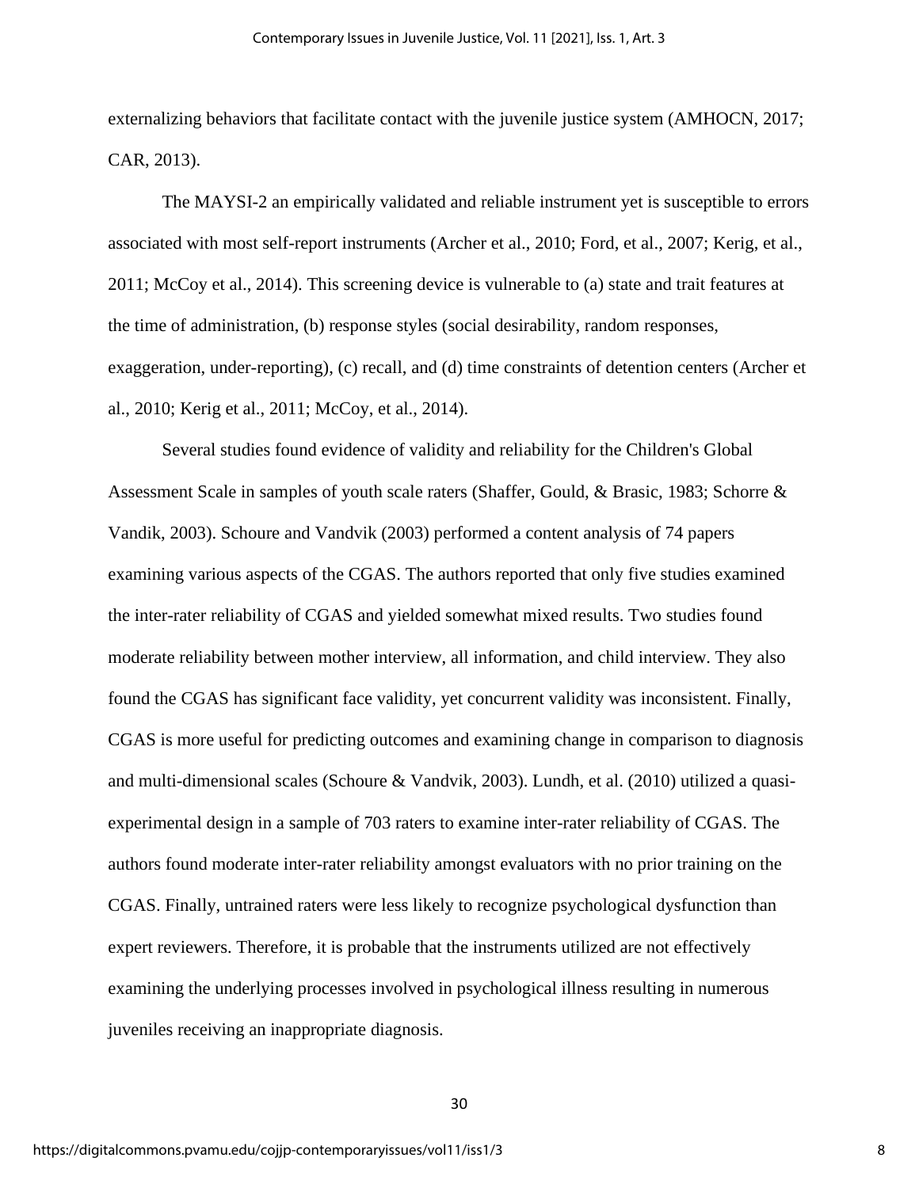externalizing behaviors that facilitate contact with the juvenile justice system (AMHOCN, 2017; CAR, 2013).

The MAYSI-2 an empirically validated and reliable instrument yet is susceptible to errors associated with most self-report instruments (Archer et al., 2010; Ford, et al., 2007; Kerig, et al., 2011; McCoy et al., 2014). This screening device is vulnerable to (a) state and trait features at the time of administration, (b) response styles (social desirability, random responses, exaggeration, under-reporting), (c) recall, and (d) time constraints of detention centers (Archer et al., 2010; Kerig et al., 2011; McCoy, et al., 2014).

Several studies found evidence of validity and reliability for the Children's Global Assessment Scale in samples of youth scale raters (Shaffer, Gould, & Brasic, 1983; Schorre & Vandik, 2003). Schoure and Vandvik (2003) performed a content analysis of 74 papers examining various aspects of the CGAS. The authors reported that only five studies examined the inter-rater reliability of CGAS and yielded somewhat mixed results. Two studies found moderate reliability between mother interview, all information, and child interview. They also found the CGAS has significant face validity, yet concurrent validity was inconsistent. Finally, CGAS is more useful for predicting outcomes and examining change in comparison to diagnosis and multi-dimensional scales (Schoure & Vandvik, 2003). Lundh, et al. (2010) utilized a quasi-experimental design in a sample of 703 raters to examine inter-rater reliability of CGAS. The authors found moderate inter-rater reliability amongst evaluators with no prior training on the CGAS. Finally, untrained raters were less likely to recognize psychological dysfunction than expert reviewers. Therefore, it is probable that the instruments utilized are not effectively examining the underlying processes involved in psychological illness resulting in numerous juveniles receiving an inappropriate diagnosis.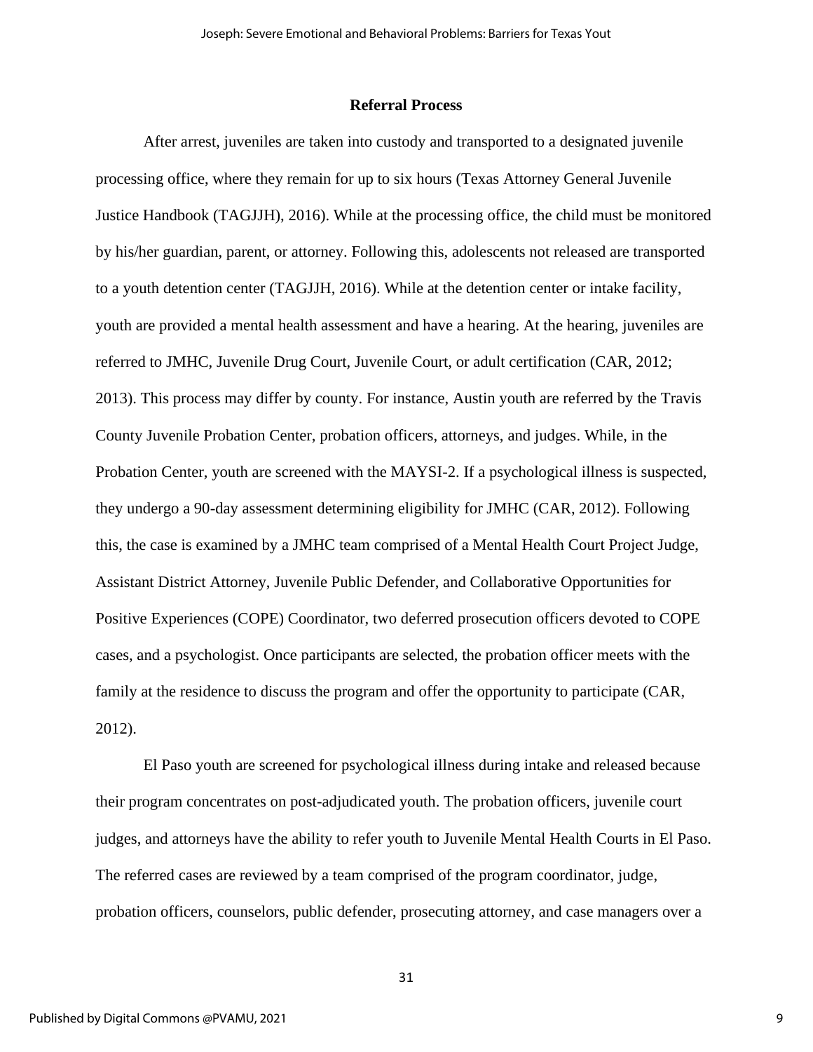## Referral Process

After arrest, juveniles are taken into custody and transported to a designated juvenile processing office, where they remain for up to six hours (Texas Attorney General Juvenile Justice Handbook (TAGJJH), 2016). While at the processing office, the child must be monitored by his/her guardian, parent, or attorney. Following this, adolescents not released are transported to a youth detention center (TAGJJH, 2016). While at the detention center or intake facility, youth are provided a mental health assessment and have a hearing. At the hearing, juveniles are referred to JMHC, Juvenile Drug Court, Juvenile Court, or adult certification (CAR, 2012; 2013). This process may differ by county. For instance, Austin youth are referred by the Travis County Juvenile Probation Center, probation officers, attorneys, and judges. While, in the Probation Center, youth are screened with the MAYSI-2. If a psychological illness is suspected, they undergo a 90-day assessment determining eligibility for JMHC (CAR, 2012). Following this, the case is examined by a JMHC team comprised of a Mental Health Court Project Judge, Assistant District Attorney, Juvenile Public Defender, and Collaborative Opportunities for Positive Experiences (COPE) Coordinator, two deferred prosecution officers devoted to COPE cases, and a psychologist. Once participants are selected, the probation officer meets with the family at the residence to discuss the program and offer the opportunity to participate (CAR, 2012).

El Paso youth are screened for psychological illness during intake and released because their program concentrates on post-adjudicated youth. The probation officers, juvenile court judges, and attorneys have the ability to refer youth to Juvenile Mental Health Courts in El Paso. The referred cases are reviewed by a team comprised of the program coordinator, judge, probation officers, counselors, public defender, prosecuting attorney, and case managers over a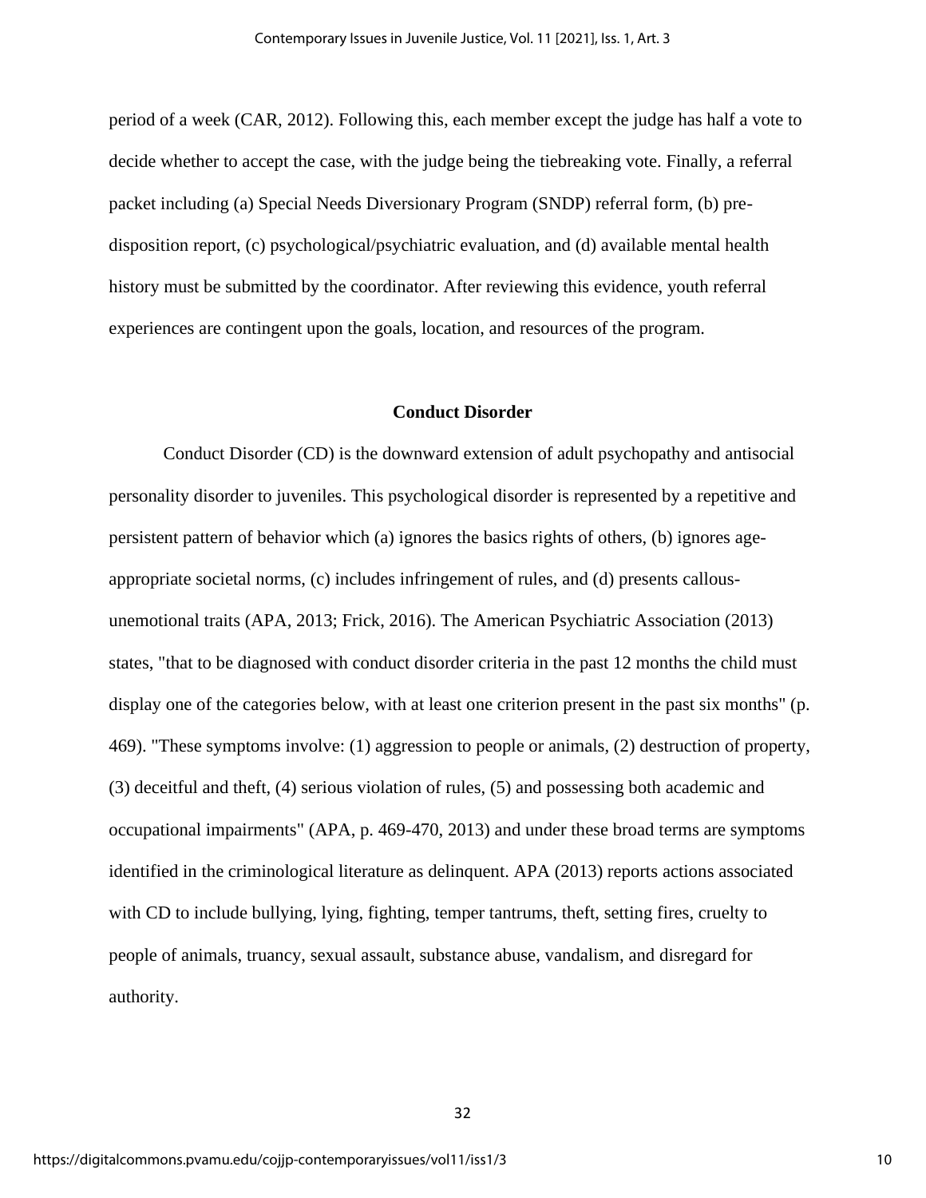period of a week (CAR, 2012). Following this, each member except the judge has half a vote to decide whether to accept the case, with the judge being the tiebreaking vote. Finally, a referral packet including (a) Special Needs Diversionary Program (SNDP) referral form, (b) pre-disposition report, (c) psychological/psychiatric evaluation, and (d) available mental health history must be submitted by the coordinator. After reviewing this evidence, youth referral experiences are contingent upon the goals, location, and resources of the program.

## Conduct Disorder

Conduct Disorder (CD) is the downward extension of adult psychopathy and antisocial personality disorder to juveniles. This psychological disorder is represented by a repetitive and persistent pattern of behavior which (a) ignores the basics rights of others, (b) ignores age-appropriate societal norms, (c) includes infringement of rules, and (d) presents callous-unemotional traits (APA, 2013; Frick, 2016). The American Psychiatric Association (2013) states, "that to be diagnosed with conduct disorder criteria in the past 12 months the child must display one of the categories below, with at least one criterion present in the past six months" (p. 469). "These symptoms involve: (1) aggression to people or animals, (2) destruction of property, (3) deceitful and theft, (4) serious violation of rules, (5) and possessing both academic and occupational impairments" (APA, p. 469-470, 2013) and under these broad terms are symptoms identified in the criminological literature as delinquent. APA (2013) reports actions associated with CD to include bullying, lying, fighting, temper tantrums, theft, setting fires, cruelty to people of animals, truancy, sexual assault, substance abuse, vandalism, and disregard for authority.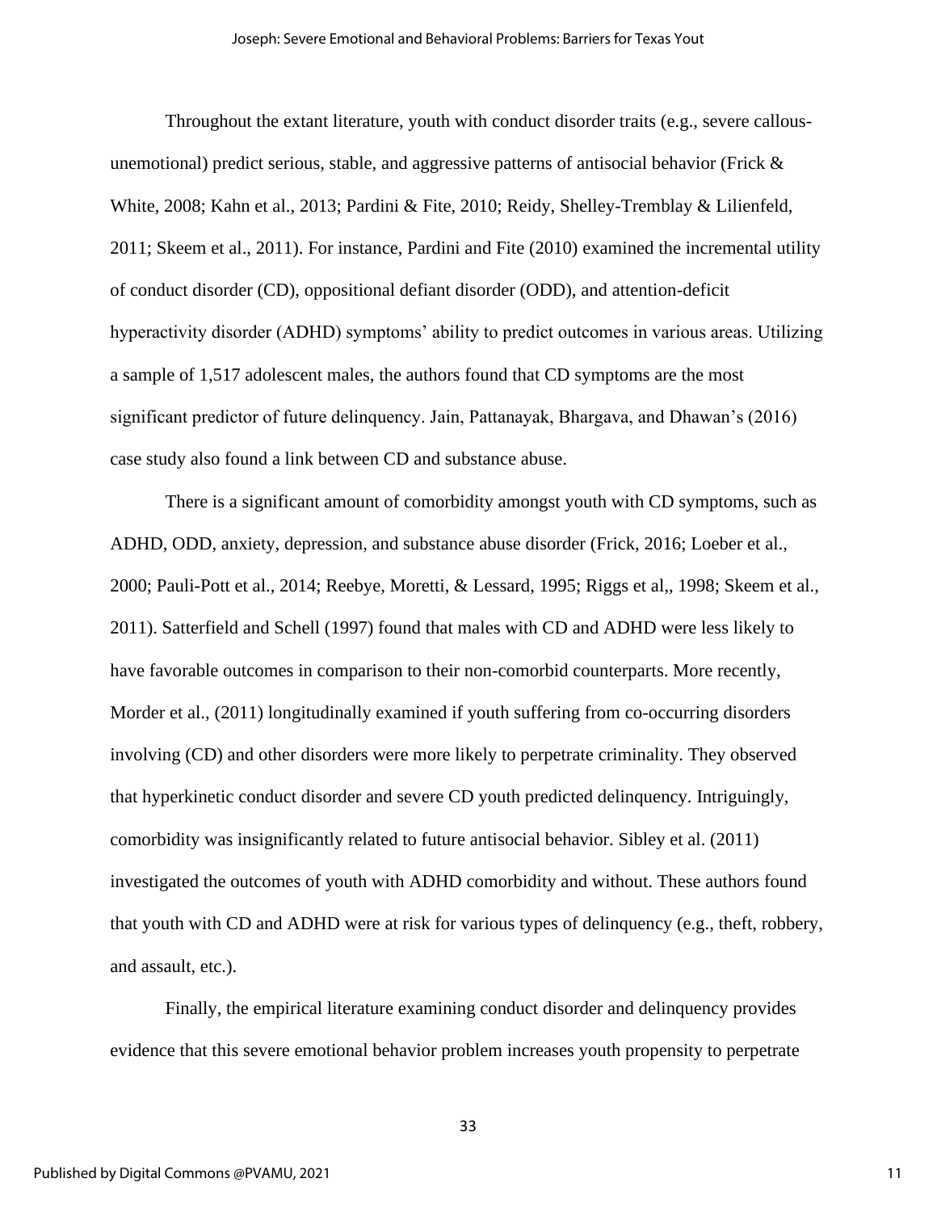Throughout the extant literature, youth with conduct disorder traits (e.g., severe callous-unemotional) predict serious, stable, and aggressive patterns of antisocial behavior (Frick & White, 2008; Kahn et al., 2013; Pardini & Fite, 2010; Reidy, Shelley-Tremblay & Lilienfeld, 2011; Skeem et al., 2011). For instance, Pardini and Fite (2010) examined the incremental utility of conduct disorder (CD), oppositional defiant disorder (ODD), and attention-deficit hyperactivity disorder (ADHD) symptoms' ability to predict outcomes in various areas. Utilizing a sample of 1,517 adolescent males, the authors found that CD symptoms are the most significant predictor of future delinquency. Jain, Pattanayak, Bhargava, and Dhawan's (2016) case study also found a link between CD and substance abuse.

There is a significant amount of comorbidity amongst youth with CD symptoms, such as ADHD, ODD, anxiety, depression, and substance abuse disorder (Frick, 2016; Loeber et al., 2000; Pauli-Pott et al., 2014; Reebye, Moretti, & Lessard, 1995; Riggs et al,, 1998; Skeem et al., 2011). Satterfield and Schell (1997) found that males with CD and ADHD were less likely to have favorable outcomes in comparison to their non-comorbid counterparts. More recently, Morder et al., (2011) longitudinally examined if youth suffering from co-occurring disorders involving (CD) and other disorders were more likely to perpetrate criminality. They observed that hyperkinetic conduct disorder and severe CD youth predicted delinquency. Intriguingly, comorbidity was insignificantly related to future antisocial behavior. Sibley et al. (2011) investigated the outcomes of youth with ADHD comorbidity and without. These authors found that youth with CD and ADHD were at risk for various types of delinquency (e.g., theft, robbery, and assault, etc.).

Finally, the empirical literature examining conduct disorder and delinquency provides evidence that this severe emotional behavior problem increases youth propensity to perpetrate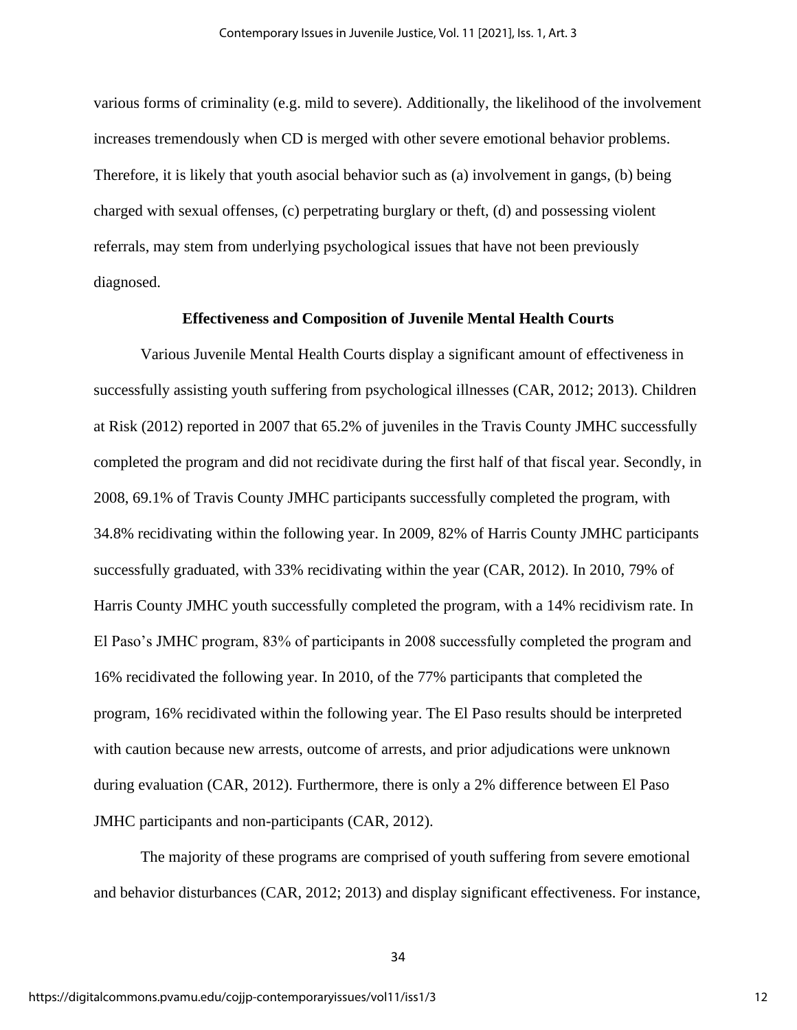various forms of criminality (e.g. mild to severe). Additionally, the likelihood of the involvement increases tremendously when CD is merged with other severe emotional behavior problems. Therefore, it is likely that youth asocial behavior such as (a) involvement in gangs, (b) being charged with sexual offenses, (c) perpetrating burglary or theft, (d) and possessing violent referrals, may stem from underlying psychological issues that have not been previously diagnosed.

## Effectiveness and Composition of Juvenile Mental Health Courts

Various Juvenile Mental Health Courts display a significant amount of effectiveness in successfully assisting youth suffering from psychological illnesses (CAR, 2012; 2013). Children at Risk (2012) reported in 2007 that 65.2% of juveniles in the Travis County JMHC successfully completed the program and did not recidivate during the first half of that fiscal year. Secondly, in 2008, 69.1% of Travis County JMHC participants successfully completed the program, with 34.8% recidivating within the following year. In 2009, 82% of Harris County JMHC participants successfully graduated, with 33% recidivating within the year (CAR, 2012). In 2010, 79% of Harris County JMHC youth successfully completed the program, with a 14% recidivism rate. In El Paso's JMHC program, 83% of participants in 2008 successfully completed the program and 16% recidivated the following year. In 2010, of the 77% participants that completed the program, 16% recidivated within the following year. The El Paso results should be interpreted with caution because new arrests, outcome of arrests, and prior adjudications were unknown during evaluation (CAR, 2012). Furthermore, there is only a 2% difference between El Paso JMHC participants and non-participants (CAR, 2012).

The majority of these programs are comprised of youth suffering from severe emotional and behavior disturbances (CAR, 2012; 2013) and display significant effectiveness. For instance,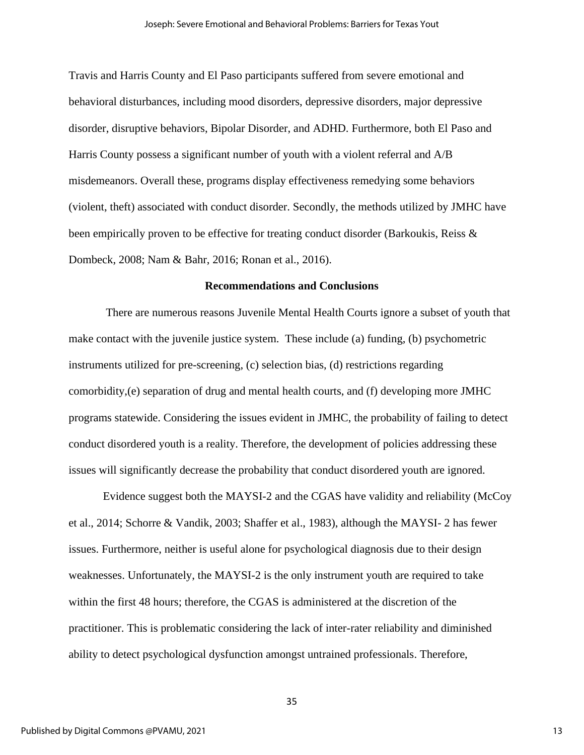Travis and Harris County and El Paso participants suffered from severe emotional and behavioral disturbances, including mood disorders, depressive disorders, major depressive disorder, disruptive behaviors, Bipolar Disorder, and ADHD. Furthermore, both El Paso and Harris County possess a significant number of youth with a violent referral and A/B misdemeanors. Overall these, programs display effectiveness remedying some behaviors (violent, theft) associated with conduct disorder. Secondly, the methods utilized by JMHC have been empirically proven to be effective for treating conduct disorder (Barkoukis, Reiss & Dombeck, 2008; Nam & Bahr, 2016; Ronan et al., 2016).

## Recommendations and Conclusions

There are numerous reasons Juvenile Mental Health Courts ignore a subset of youth that make contact with the juvenile justice system. These include (a) funding, (b) psychometric instruments utilized for pre-screening, (c) selection bias, (d) restrictions regarding comorbidity,(e) separation of drug and mental health courts, and (f) developing more JMHC programs statewide. Considering the issues evident in JMHC, the probability of failing to detect conduct disordered youth is a reality. Therefore, the development of policies addressing these issues will significantly decrease the probability that conduct disordered youth are ignored.

Evidence suggest both the MAYSI-2 and the CGAS have validity and reliability (McCoy et al., 2014; Schorre & Vandik, 2003; Shaffer et al., 1983), although the MAYSI- 2 has fewer issues. Furthermore, neither is useful alone for psychological diagnosis due to their design weaknesses. Unfortunately, the MAYSI-2 is the only instrument youth are required to take within the first 48 hours; therefore, the CGAS is administered at the discretion of the practitioner. This is problematic considering the lack of inter-rater reliability and diminished ability to detect psychological dysfunction amongst untrained professionals. Therefore,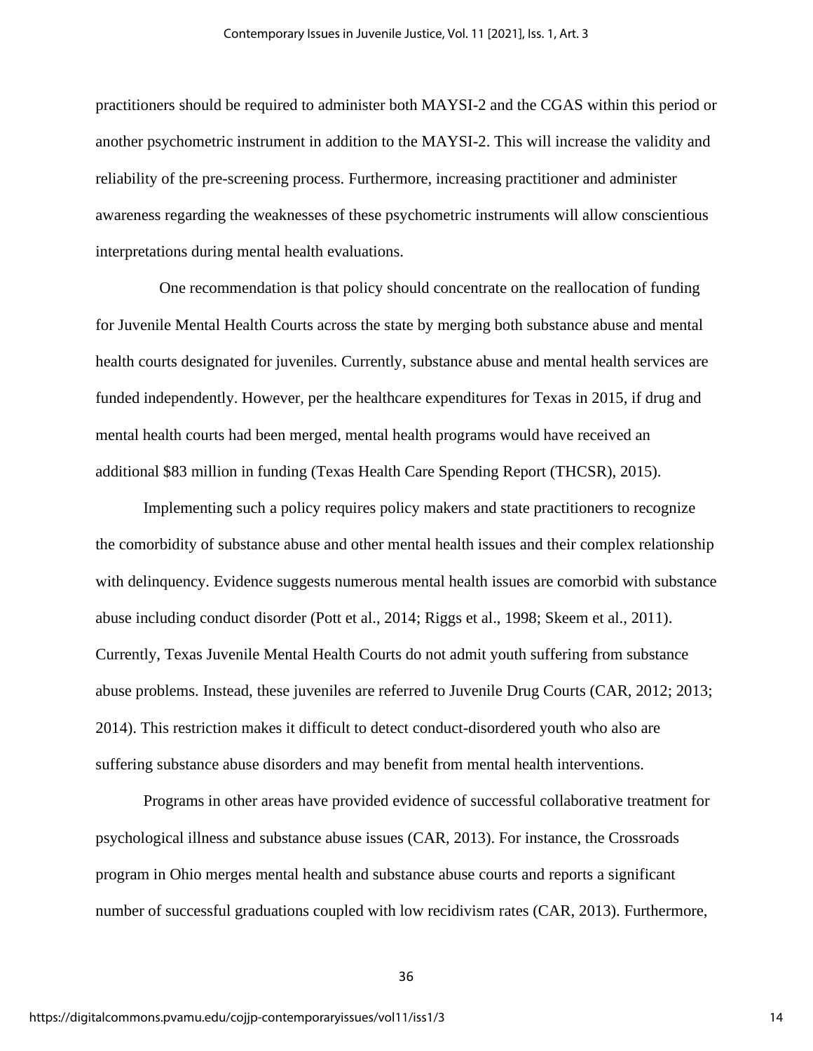practitioners should be required to administer both MAYSI-2 and the CGAS within this period or another psychometric instrument in addition to the MAYSI-2. This will increase the validity and reliability of the pre-screening process. Furthermore, increasing practitioner and administer awareness regarding the weaknesses of these psychometric instruments will allow conscientious interpretations during mental health evaluations.

One recommendation is that policy should concentrate on the reallocation of funding for Juvenile Mental Health Courts across the state by merging both substance abuse and mental health courts designated for juveniles. Currently, substance abuse and mental health services are funded independently. However, per the healthcare expenditures for Texas in 2015, if drug and mental health courts had been merged, mental health programs would have received an additional $83 million in funding (Texas Health Care Spending Report (THCSR), 2015).

Implementing such a policy requires policy makers and state practitioners to recognize the comorbidity of substance abuse and other mental health issues and their complex relationship with delinquency. Evidence suggests numerous mental health issues are comorbid with substance abuse including conduct disorder (Pott et al., 2014; Riggs et al., 1998; Skeem et al., 2011). Currently, Texas Juvenile Mental Health Courts do not admit youth suffering from substance abuse problems. Instead, these juveniles are referred to Juvenile Drug Courts (CAR, 2012; 2013; 2014). This restriction makes it difficult to detect conduct-disordered youth who also are suffering substance abuse disorders and may benefit from mental health interventions.

Programs in other areas have provided evidence of successful collaborative treatment for psychological illness and substance abuse issues (CAR, 2013). For instance, the Crossroads program in Ohio merges mental health and substance abuse courts and reports a significant number of successful graduations coupled with low recidivism rates (CAR, 2013). Furthermore,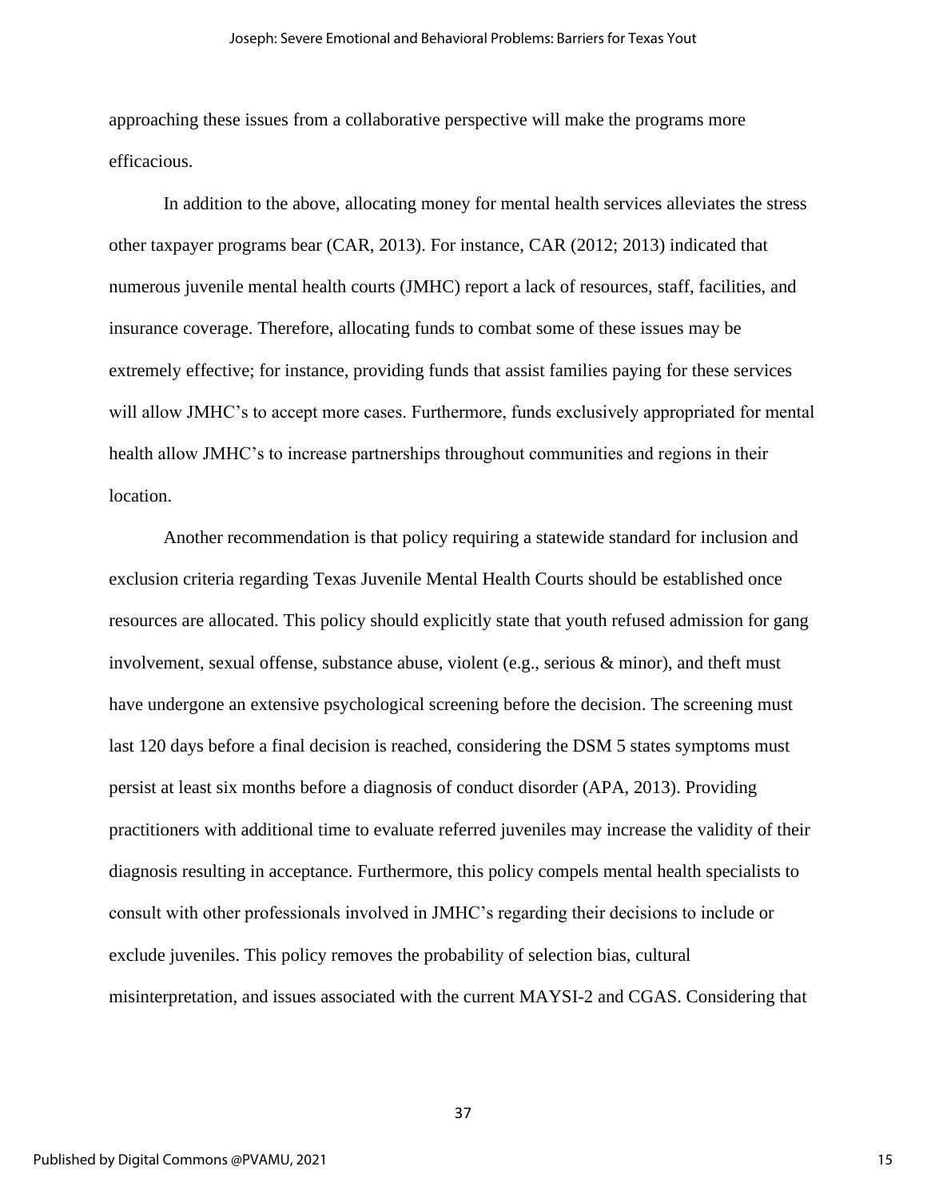approaching these issues from a collaborative perspective will make the programs more efficacious.

In addition to the above, allocating money for mental health services alleviates the stress other taxpayer programs bear (CAR, 2013). For instance, CAR (2012; 2013) indicated that numerous juvenile mental health courts (JMHC) report a lack of resources, staff, facilities, and insurance coverage. Therefore, allocating funds to combat some of these issues may be extremely effective; for instance, providing funds that assist families paying for these services will allow JMHC's to accept more cases. Furthermore, funds exclusively appropriated for mental health allow JMHC's to increase partnerships throughout communities and regions in their location.

Another recommendation is that policy requiring a statewide standard for inclusion and exclusion criteria regarding Texas Juvenile Mental Health Courts should be established once resources are allocated. This policy should explicitly state that youth refused admission for gang involvement, sexual offense, substance abuse, violent (e.g., serious & minor), and theft must have undergone an extensive psychological screening before the decision. The screening must last 120 days before a final decision is reached, considering the DSM 5 states symptoms must persist at least six months before a diagnosis of conduct disorder (APA, 2013). Providing practitioners with additional time to evaluate referred juveniles may increase the validity of their diagnosis resulting in acceptance. Furthermore, this policy compels mental health specialists to consult with other professionals involved in JMHC's regarding their decisions to include or exclude juveniles. This policy removes the probability of selection bias, cultural misinterpretation, and issues associated with the current MAYSI-2 and CGAS. Considering that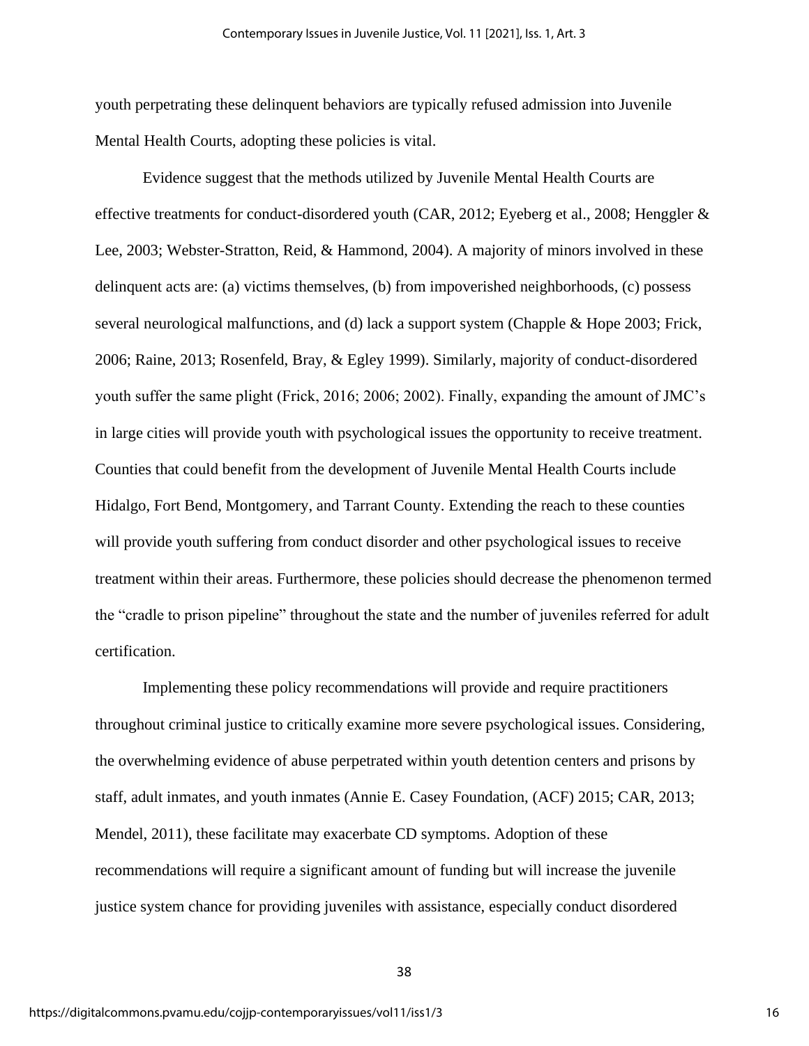youth perpetrating these delinquent behaviors are typically refused admission into Juvenile Mental Health Courts, adopting these policies is vital.

Evidence suggest that the methods utilized by Juvenile Mental Health Courts are effective treatments for conduct-disordered youth (CAR, 2012; Eyeberg et al., 2008; Henggler & Lee, 2003; Webster-Stratton, Reid, & Hammond, 2004). A majority of minors involved in these delinquent acts are: (a) victims themselves, (b) from impoverished neighborhoods, (c) possess several neurological malfunctions, and (d) lack a support system (Chapple & Hope 2003; Frick, 2006; Raine, 2013; Rosenfeld, Bray, & Egley 1999). Similarly, majority of conduct-disordered youth suffer the same plight (Frick, 2016; 2006; 2002). Finally, expanding the amount of JMC's in large cities will provide youth with psychological issues the opportunity to receive treatment. Counties that could benefit from the development of Juvenile Mental Health Courts include Hidalgo, Fort Bend, Montgomery, and Tarrant County. Extending the reach to these counties will provide youth suffering from conduct disorder and other psychological issues to receive treatment within their areas. Furthermore, these policies should decrease the phenomenon termed the "cradle to prison pipeline" throughout the state and the number of juveniles referred for adult certification.

Implementing these policy recommendations will provide and require practitioners throughout criminal justice to critically examine more severe psychological issues. Considering, the overwhelming evidence of abuse perpetrated within youth detention centers and prisons by staff, adult inmates, and youth inmates (Annie E. Casey Foundation, (ACF) 2015; CAR, 2013; Mendel, 2011), these facilitate may exacerbate CD symptoms. Adoption of these recommendations will require a significant amount of funding but will increase the juvenile justice system chance for providing juveniles with assistance, especially conduct disordered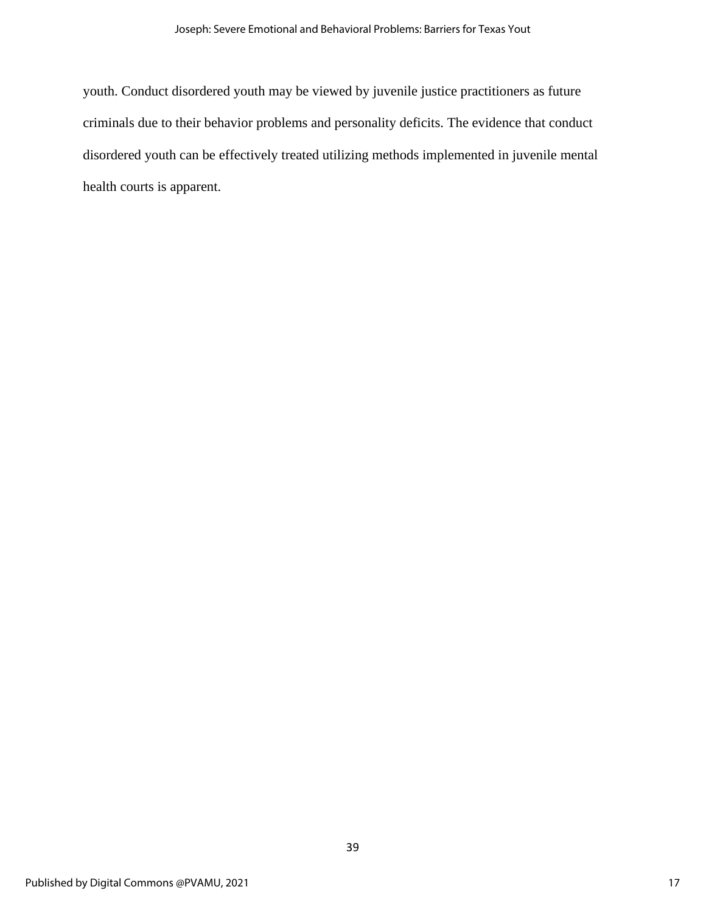youth. Conduct disordered youth may be viewed by juvenile justice practitioners as future criminals due to their behavior problems and personality deficits. The evidence that conduct disordered youth can be effectively treated utilizing methods implemented in juvenile mental health courts is apparent.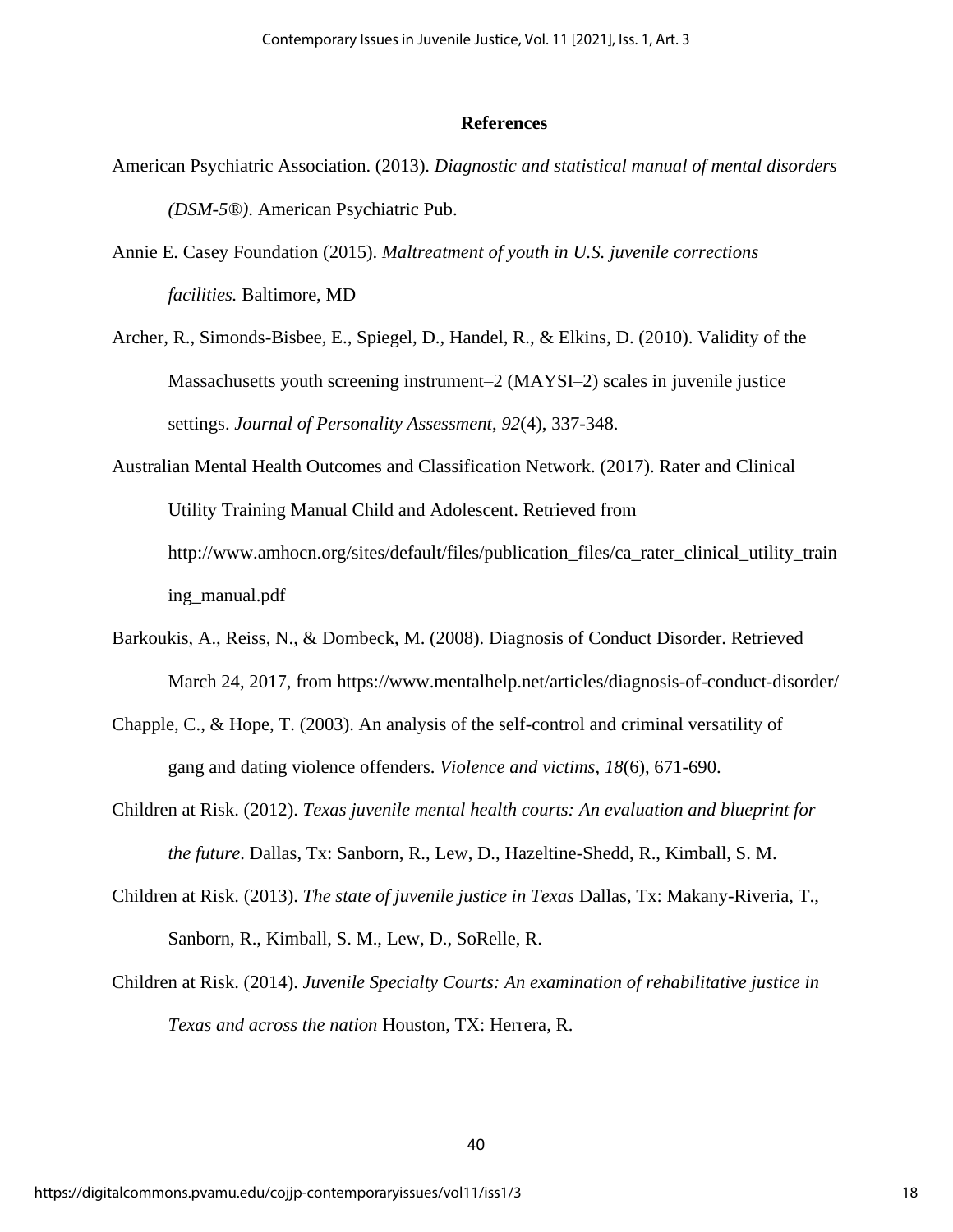## References

American Psychiatric Association. (2013). *Diagnostic and statistical manual of mental disorders (DSM-5®)*. American Psychiatric Pub.

Annie E. Casey Foundation (2015). *Maltreatment of youth in U.S. juvenile corrections facilities.* Baltimore, MD

Archer, R., Simonds-Bisbee, E., Spiegel, D., Handel, R., & Elkins, D. (2010). Validity of the Massachusetts youth screening instrument–2 (MAYSI–2) scales in juvenile justice settings. *Journal of Personality Assessment*, *92*(4), 337-348.

Australian Mental Health Outcomes and Classification Network. (2017). Rater and Clinical Utility Training Manual Child and Adolescent. Retrieved from http://www.amhocn.org/sites/default/files/publication_files/ca_rater_clinical_utility_training_manual.pdf

Barkoukis, A., Reiss, N., & Dombeck, M. (2008). Diagnosis of Conduct Disorder. Retrieved March 24, 2017, from https://www.mentalhelp.net/articles/diagnosis-of-conduct-disorder/

Chapple, C., & Hope, T. (2003). An analysis of the self-control and criminal versatility of gang and dating violence offenders. *Violence and victims*, *18*(6), 671-690.

Children at Risk. (2012). *Texas juvenile mental health courts: An evaluation and blueprint for the future*. Dallas, Tx: Sanborn, R., Lew, D., Hazeltine-Shedd, R., Kimball, S. M.

Children at Risk. (2013). *The state of juvenile justice in Texas* Dallas, Tx: Makany-Riveria, T., Sanborn, R., Kimball, S. M., Lew, D., SoRelle, R.

Children at Risk. (2014). *Juvenile Specialty Courts: An examination of rehabilitative justice in Texas and across the nation* Houston, TX: Herrera, R.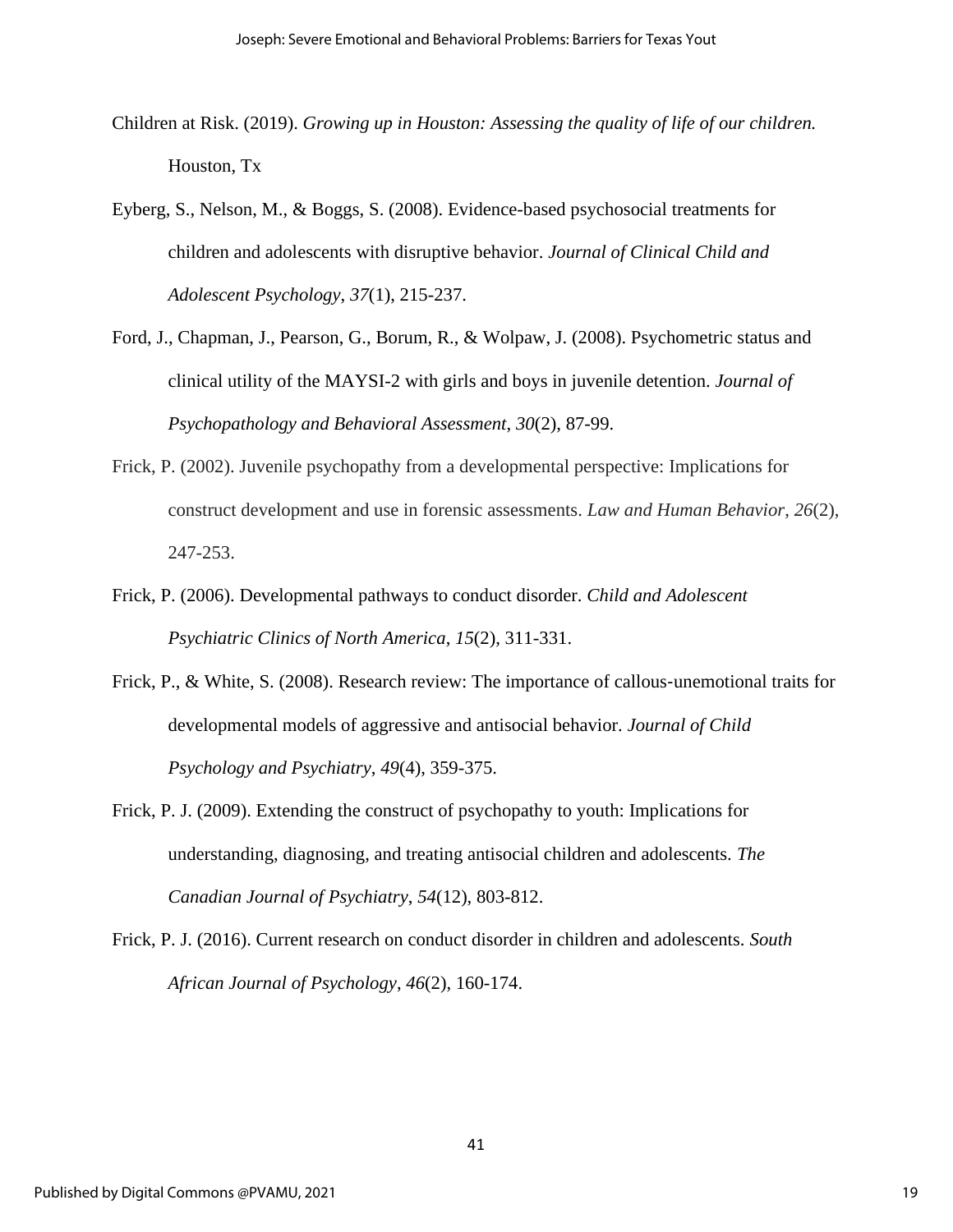Children at Risk. (2019). *Growing up in Houston: Assessing the quality of life of our children.* Houston, Tx

Eyberg, S., Nelson, M., & Boggs, S. (2008). Evidence-based psychosocial treatments for children and adolescents with disruptive behavior. *Journal of Clinical Child and Adolescent Psychology*, *37*(1), 215-237.

Ford, J., Chapman, J., Pearson, G., Borum, R., & Wolpaw, J. (2008). Psychometric status and clinical utility of the MAYSI-2 with girls and boys in juvenile detention. *Journal of Psychopathology and Behavioral Assessment*, *30*(2), 87-99.

Frick, P. (2002). Juvenile psychopathy from a developmental perspective: Implications for construct development and use in forensic assessments. *Law and Human Behavior*, *26*(2), 247-253.

Frick, P. (2006). Developmental pathways to conduct disorder. *Child and Adolescent Psychiatric Clinics of North America*, *15*(2), 311-331.

Frick, P., & White, S. (2008). Research review: The importance of callous-unemotional traits for developmental models of aggressive and antisocial behavior. *Journal of Child Psychology and Psychiatry*, *49*(4), 359-375.

Frick, P. J. (2009). Extending the construct of psychopathy to youth: Implications for understanding, diagnosing, and treating antisocial children and adolescents. *The Canadian Journal of Psychiatry*, *54*(12), 803-812.

Frick, P. J. (2016). Current research on conduct disorder in children and adolescents. *South African Journal of Psychology*, *46*(2), 160-174.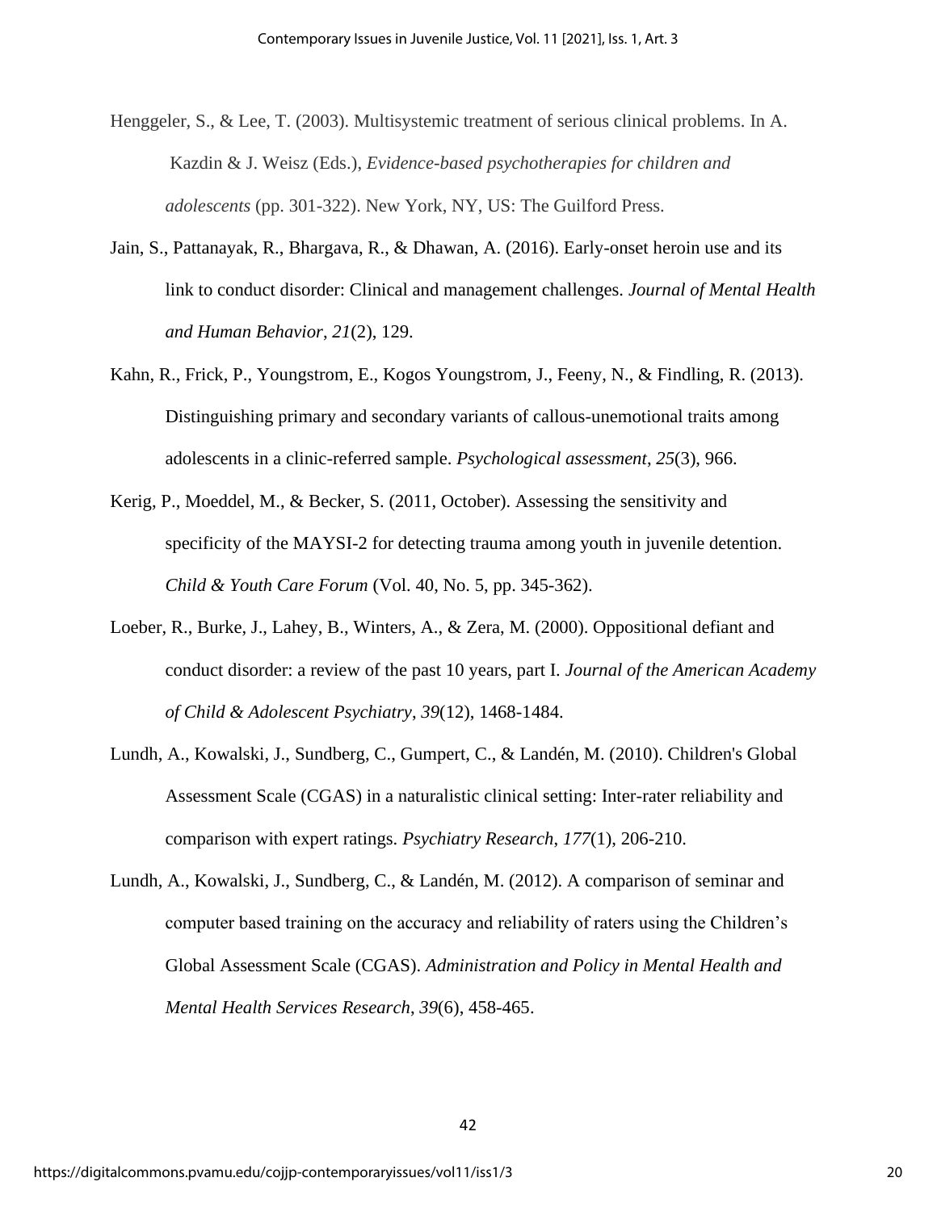Henggeler, S., & Lee, T. (2003). Multisystemic treatment of serious clinical problems. In A. Kazdin & J. Weisz (Eds.), *Evidence-based psychotherapies for children and adolescents* (pp. 301-322). New York, NY, US: The Guilford Press.

Jain, S., Pattanayak, R., Bhargava, R., & Dhawan, A. (2016). Early-onset heroin use and its link to conduct disorder: Clinical and management challenges. *Journal of Mental Health and Human Behavior*, *21*(2), 129.

Kahn, R., Frick, P., Youngstrom, E., Kogos Youngstrom, J., Feeny, N., & Findling, R. (2013). Distinguishing primary and secondary variants of callous-unemotional traits among adolescents in a clinic-referred sample. *Psychological assessment*, *25*(3), 966.

Kerig, P., Moeddel, M., & Becker, S. (2011, October). Assessing the sensitivity and specificity of the MAYSI-2 for detecting trauma among youth in juvenile detention. *Child & Youth Care Forum* (Vol. 40, No. 5, pp. 345-362).

Loeber, R., Burke, J., Lahey, B., Winters, A., & Zera, M. (2000). Oppositional defiant and conduct disorder: a review of the past 10 years, part I. *Journal of the American Academy of Child & Adolescent Psychiatry*, *39*(12), 1468-1484.

Lundh, A., Kowalski, J., Sundberg, C., Gumpert, C., & Landén, M. (2010). Children's Global Assessment Scale (CGAS) in a naturalistic clinical setting: Inter-rater reliability and comparison with expert ratings. *Psychiatry Research*, *177*(1), 206-210.

Lundh, A., Kowalski, J., Sundberg, C., & Landén, M. (2012). A comparison of seminar and computer based training on the accuracy and reliability of raters using the Children's Global Assessment Scale (CGAS). *Administration and Policy in Mental Health and Mental Health Services Research*, *39*(6), 458-465.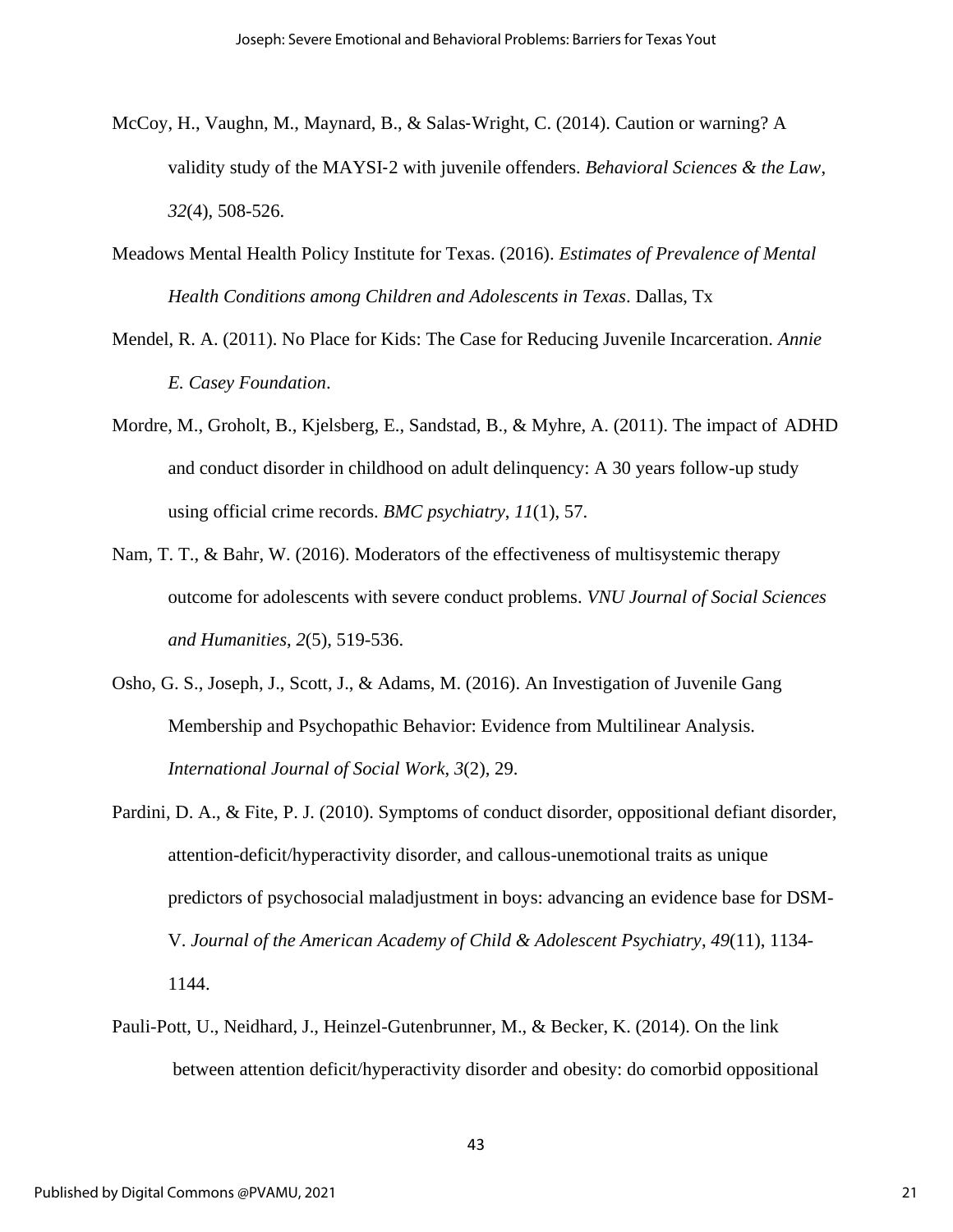McCoy, H., Vaughn, M., Maynard, B., & Salas-Wright, C. (2014). Caution or warning? A validity study of the MAYSI-2 with juvenile offenders. *Behavioral Sciences & the Law*, *32*(4), 508-526.

Meadows Mental Health Policy Institute for Texas. (2016). *Estimates of Prevalence of Mental Health Conditions among Children and Adolescents in Texas*. Dallas, Tx

Mendel, R. A. (2011). No Place for Kids: The Case for Reducing Juvenile Incarceration. *Annie E. Casey Foundation*.

Mordre, M., Groholt, B., Kjelsberg, E., Sandstad, B., & Myhre, A. (2011). The impact of ADHD and conduct disorder in childhood on adult delinquency: A 30 years follow-up study using official crime records. *BMC psychiatry*, *11*(1), 57.

Nam, T. T., & Bahr, W. (2016). Moderators of the effectiveness of multisystemic therapy outcome for adolescents with severe conduct problems. *VNU Journal of Social Sciences and Humanities*, *2*(5), 519-536.

Osho, G. S., Joseph, J., Scott, J., & Adams, M. (2016). An Investigation of Juvenile Gang Membership and Psychopathic Behavior: Evidence from Multilinear Analysis. *International Journal of Social Work*, *3*(2), 29.

Pardini, D. A., & Fite, P. J. (2010). Symptoms of conduct disorder, oppositional defiant disorder, attention-deficit/hyperactivity disorder, and callous-unemotional traits as unique predictors of psychosocial maladjustment in boys: advancing an evidence base for DSM-V. *Journal of the American Academy of Child & Adolescent Psychiatry*, *49*(11), 1134-1144.

Pauli-Pott, U., Neidhard, J., Heinzel-Gutenbrunner, M., & Becker, K. (2014). On the link between attention deficit/hyperactivity disorder and obesity: do comorbid oppositional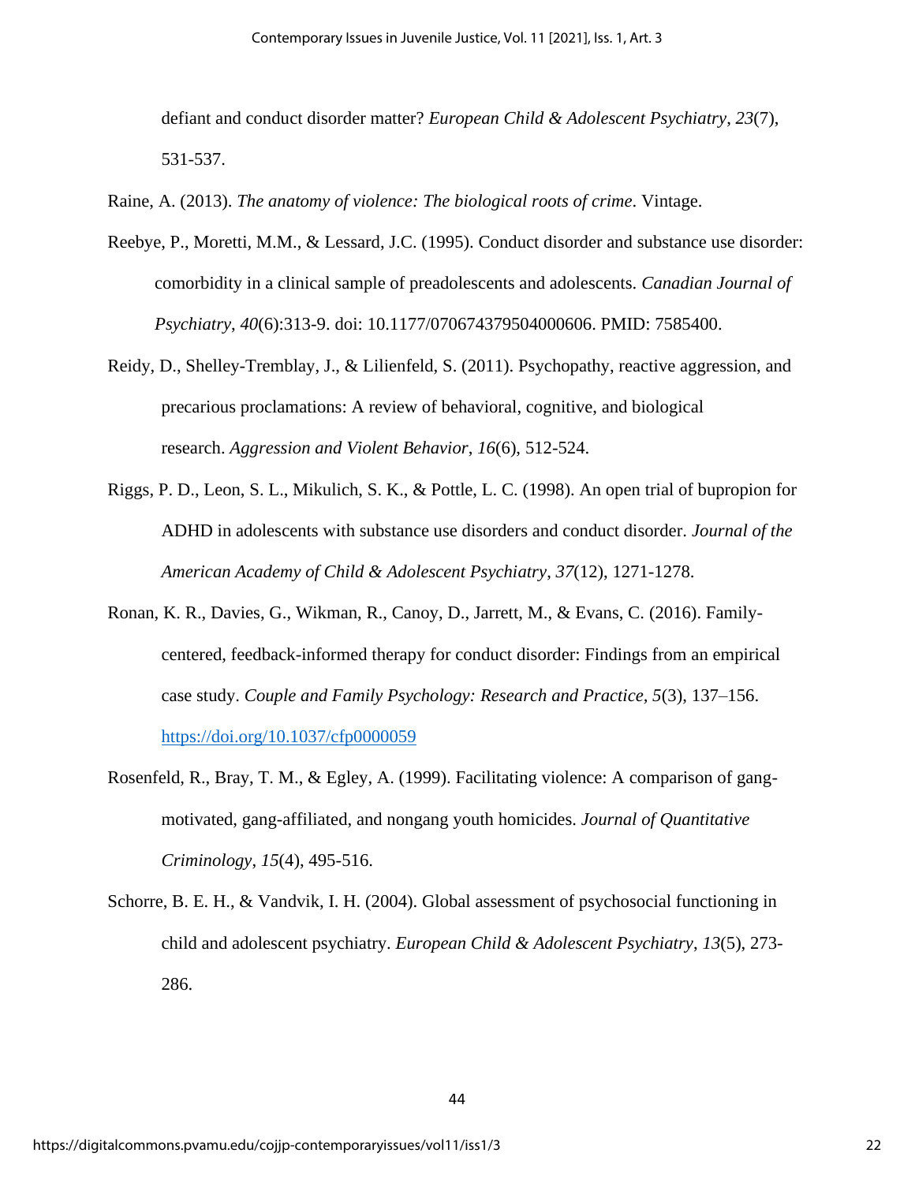defiant and conduct disorder matter? *European Child & Adolescent Psychiatry*, *23*(7), 531-537.

Raine, A. (2013). *The anatomy of violence: The biological roots of crime*. Vintage.

Reebye, P., Moretti, M.M., & Lessard, J.C. (1995). Conduct disorder and substance use disorder: comorbidity in a clinical sample of preadolescents and adolescents. *Canadian Journal of Psychiatry*, *40*(6):313-9. doi: 10.1177/070674379504000606. PMID: 7585400.

Reidy, D., Shelley-Tremblay, J., & Lilienfeld, S. (2011). Psychopathy, reactive aggression, and precarious proclamations: A review of behavioral, cognitive, and biological research. *Aggression and Violent Behavior*, *16*(6), 512-524.

Riggs, P. D., Leon, S. L., Mikulich, S. K., & Pottle, L. C. (1998). An open trial of bupropion for ADHD in adolescents with substance use disorders and conduct disorder. *Journal of the American Academy of Child & Adolescent Psychiatry*, *37*(12), 1271-1278.

Ronan, K. R., Davies, G., Wikman, R., Canoy, D., Jarrett, M., & Evans, C. (2016). Family-centered, feedback-informed therapy for conduct disorder: Findings from an empirical case study. *Couple and Family Psychology: Research and Practice, 5*(3), 137–156. https://doi.org/10.1037/cfp0000059

Rosenfeld, R., Bray, T. M., & Egley, A. (1999). Facilitating violence: A comparison of gang-motivated, gang-affiliated, and nongang youth homicides. *Journal of Quantitative Criminology*, *15*(4), 495-516.

Schorre, B. E. H., & Vandvik, I. H. (2004). Global assessment of psychosocial functioning in child and adolescent psychiatry. *European Child & Adolescent Psychiatry*, *13*(5), 273-286.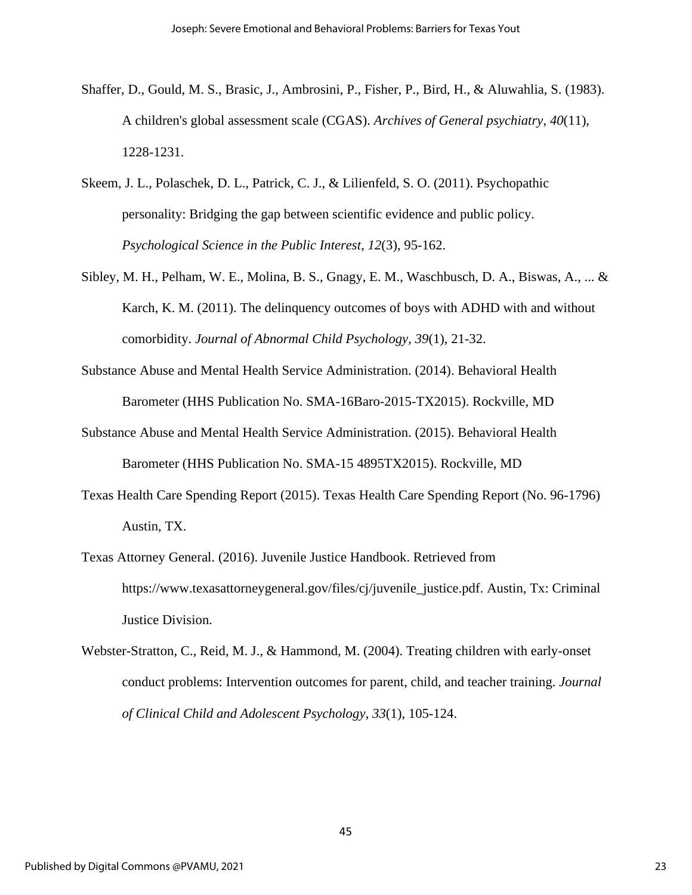Shaffer, D., Gould, M. S., Brasic, J., Ambrosini, P., Fisher, P., Bird, H., & Aluwahlia, S. (1983). A children's global assessment scale (CGAS). *Archives of General psychiatry*, *40*(11), 1228-1231.

Skeem, J. L., Polaschek, D. L., Patrick, C. J., & Lilienfeld, S. O. (2011). Psychopathic personality: Bridging the gap between scientific evidence and public policy. *Psychological Science in the Public Interest*, *12*(3), 95-162.

Sibley, M. H., Pelham, W. E., Molina, B. S., Gnagy, E. M., Waschbusch, D. A., Biswas, A., ... & Karch, K. M. (2011). The delinquency outcomes of boys with ADHD with and without comorbidity. *Journal of Abnormal Child Psychology*, *39*(1), 21-32.

Substance Abuse and Mental Health Service Administration. (2014). Behavioral Health Barometer (HHS Publication No. SMA-16Baro-2015-TX2015). Rockville, MD

Substance Abuse and Mental Health Service Administration. (2015). Behavioral Health Barometer (HHS Publication No. SMA-15 4895TX2015). Rockville, MD

Texas Health Care Spending Report (2015). Texas Health Care Spending Report (No. 96-1796) Austin, TX.

Texas Attorney General. (2016). Juvenile Justice Handbook. Retrieved from https://www.texasattorneygeneral.gov/files/cj/juvenile_justice.pdf. Austin, Tx: Criminal Justice Division.

Webster-Stratton, C., Reid, M. J., & Hammond, M. (2004). Treating children with early-onset conduct problems: Intervention outcomes for parent, child, and teacher training. *Journal of Clinical Child and Adolescent Psychology*, *33*(1), 105-124.